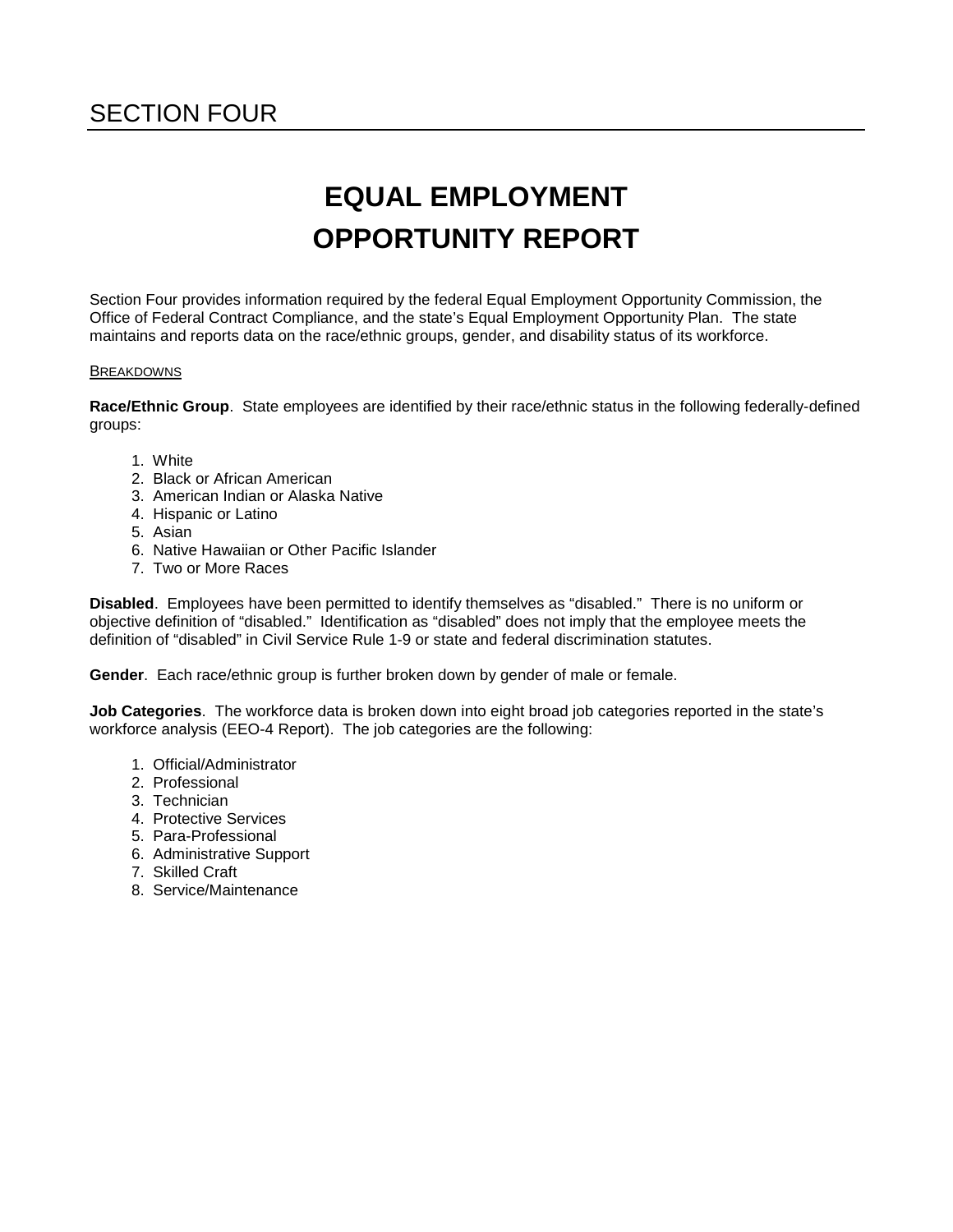## SECTION FOUR

# EQUAL EMPLOYMENT OPPORTUNITY REPORT

Section Four provides information required by the federal Equal Employment Opportunity Commission, the Office of Federal Contract Compliance, and the state's Equal Employment Opportunity Plan. The state maintains and reports data on the race/ethnic groups, gender, and disability status of its workforce.

BREAKDOWNS

**Race/Ethnic Group**. State employees are identified by their race/ethnic status in the following federally-defined groups:

1. White
2. Black or African American
3. American Indian or Alaska Native
4. Hispanic or Latino
5. Asian
6. Native Hawaiian or Other Pacific Islander
7. Two or More Races

**Disabled**. Employees have been permitted to identify themselves as "disabled." There is no uniform or objective definition of "disabled." Identification as "disabled" does not imply that the employee meets the definition of "disabled" in Civil Service Rule 1-9 or state and federal discrimination statutes.

**Gender**. Each race/ethnic group is further broken down by gender of male or female.

**Job Categories**. The workforce data is broken down into eight broad job categories reported in the state's workforce analysis (EEO-4 Report). The job categories are the following:

1. Official/Administrator
2. Professional
3. Technician
4. Protective Services
5. Para-Professional
6. Administrative Support
7. Skilled Craft
8. Service/Maintenance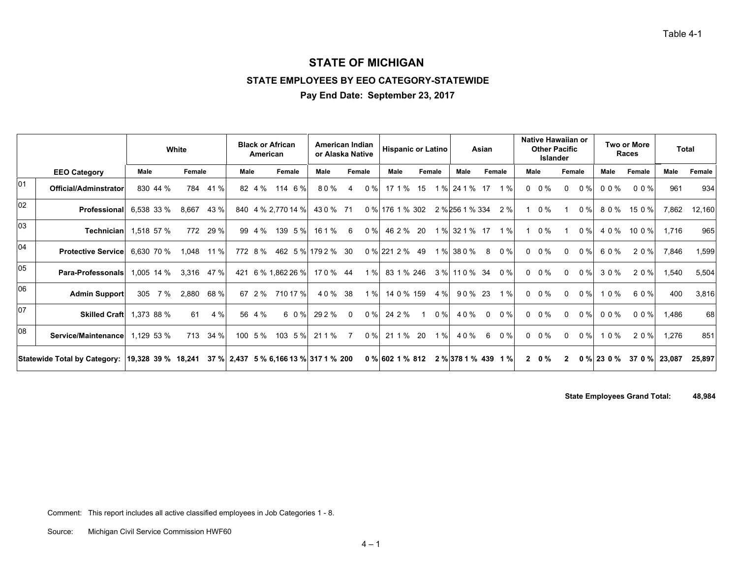Table 4-1

# STATE OF MICHIGAN

## STATE EMPLOYEES BY EEO CATEGORY-STATEWIDE

### Pay End Date: September 23, 2017

| | EEO Category | White | | | | Black or African American | | | | American Indian or Alaska Native | | | | Hispanic or Latino | | | | Asian | | | | Native Hawaiian or Other Pacific Islander | | | | Two or More Races | | | | Total | |
|---|---|---|---|---|---|---|---|---|---|---|---|---|---|---|---|---|---|---|---|---|---|---|---|---|---|---|---|---|---|---|---|
| | | Male | | Female | | Male | | Female | | Male | | Female | | Male | | Female | | Male | | Female | | Male | | Female | | Male | | Female | | Male | Female |
| 01 | Official/Adminstrator | 830 | 44 % | 784 | 41 % | 82 | 4 % | 114 | 6 % | 8 | 0 % | 4 | 0 % | 17 | 1 % | 15 | 1 % | 24 | 1 % | 17 | 1 % | 0 | 0 % | 0 | 0 % | 0 | 0 % | 0 | 0 % | 961 | 934 |
| 02 | Professional | 6,538 | 33 % | 8,667 | 43 % | 840 | 4 % | 2,770 | 14 % | 43 | 0 % | 71 | 0 % | 176 | 1 % | 302 | 2 % | 256 | 1 % | 334 | 2 % | 1 | 0 % | 1 | 0 % | 8 | 0 % | 15 | 0 % | 7,862 | 12,160 |
| 03 | Technician | 1,518 | 57 % | 772 | 29 % | 99 | 4 % | 139 | 5 % | 16 | 1 % | 6 | 0 % | 46 | 2 % | 20 | 1 % | 32 | 1 % | 17 | 1 % | 1 | 0 % | 1 | 0 % | 4 | 0 % | 10 | 0 % | 1,716 | 965 |
| 04 | Protective Service | 6,630 | 70 % | 1,048 | 11 % | 772 | 8 % | 462 | 5 % | 179 | 2 % | 30 | 0 % | 221 | 2 % | 49 | 1 % | 38 | 0 % | 8 | 0 % | 0 | 0 % | 0 | 0 % | 6 | 0 % | 2 | 0 % | 7,846 | 1,599 |
| 05 | Para-Professonals | 1,005 | 14 % | 3,316 | 47 % | 421 | 6 % | 1,862 | 26 % | 17 | 0 % | 44 | 1 % | 83 | 1 % | 246 | 3 % | 11 | 0 % | 34 | 0 % | 0 | 0 % | 0 | 0 % | 3 | 0 % | 2 | 0 % | 1,540 | 5,504 |
| 06 | Admin Support | 305 | 7 % | 2,880 | 68 % | 67 | 2 % | 710 | 17 % | 4 | 0 % | 38 | 1 % | 14 | 0 % | 159 | 4 % | 9 | 0 % | 23 | 1 % | 0 | 0 % | 0 | 0 % | 1 | 0 % | 6 | 0 % | 400 | 3,816 |
| 07 | Skilled Craft | 1,373 | 88 % | 61 | 4 % | 56 | 4 % | 6 | 0 % | 29 | 2 % | 0 | 0 % | 24 | 2 % | 1 | 0 % | 4 | 0 % | 0 | 0 % | 0 | 0 % | 0 | 0 % | 0 | 0 % | 0 | 0 % | 1,486 | 68 |
| 08 | Service/Maintenance | 1,129 | 53 % | 713 | 34 % | 100 | 5 % | 103 | 5 % | 21 | 1 % | 7 | 0 % | 21 | 1 % | 20 | 1 % | 4 | 0 % | 6 | 0 % | 0 | 0 % | 0 | 0 % | 1 | 0 % | 2 | 0 % | 1,276 | 851 |
| **Statewide Total by Category:** | | **19,328** | **39 %** | **18,241** | **37 %** | **2,437** | **5 %** | **6,166** | **13 %** | **317** | **1 %** | **200** | **0 %** | **602** | **1 %** | **812** | **2 %** | **378** | **1 %** | **439** | **1 %** | **2** | **0 %** | **2** | **0 %** | **23** | **0 %** | **37** | **0 %** | **23,087** | **25,897** |

**State Employees Grand Total: 48,984**

Comment: This report includes all active classified employees in Job Categories 1 - 8.

Source: Michigan Civil Service Commission HWF60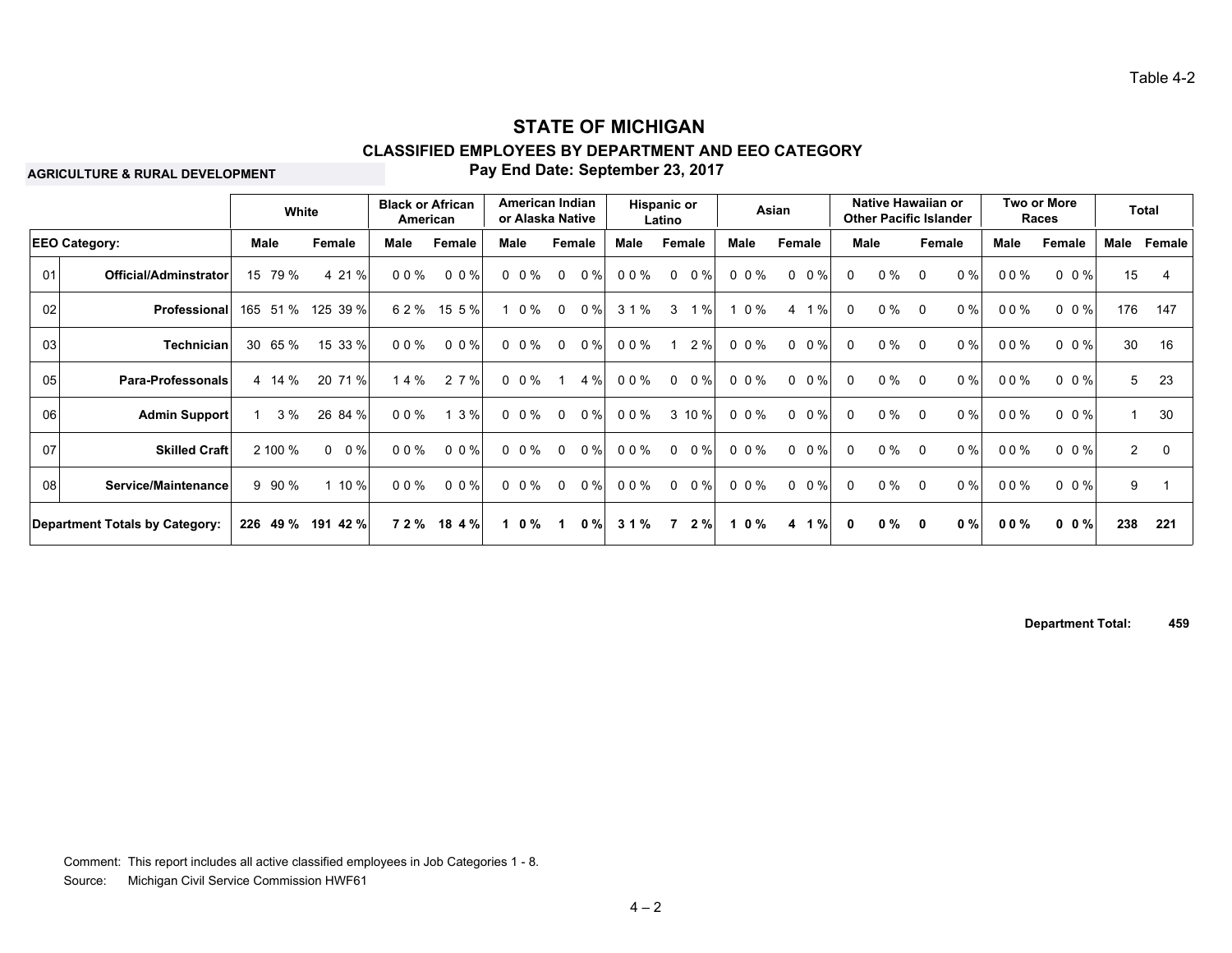Table 4-2

# STATE OF MICHIGAN

## CLASSIFIED EMPLOYEES BY DEPARTMENT AND EEO CATEGORY

**AGRICULTURE & RURAL DEVELOPMENT**

**Pay End Date: September 23, 2017**

| | | White | | Black or African American | | American Indian or Alaska Native | | Hispanic or Latino | | Asian | | Native Hawaiian or Other Pacific Islander | | Two or More Races | | Total | |
|---|---|---|---|---|---|---|---|---|---|---|---|---|---|---|---|---|---|
| **EEO Category:** | | **Male** | **Female** | **Male** | **Female** | **Male** | **Female** | **Male** | **Female** | **Male** | **Female** | **Male** | **Female** | **Male** | **Female** | **Male** | **Female** |
| 01 | **Official/Adminstrator** | 15 79 % | 4 21 % | 0 0 % | 0 0 % | 0 0 % | 0 0 % | 0 0 % | 0 0 % | 0 0 % | 0 0 % | 0 0 % | 0 0 % | 0 0 % | 0 0 % | 15 | 4 |
| 02 | **Professional** | 165 51 % | 125 39 % | 6 2 % | 15 5 % | 1 0 % | 0 0 % | 3 1 % | 3 1 % | 1 0 % | 4 1 % | 0 0 % | 0 0 % | 0 0 % | 0 0 % | 176 | 147 |
| 03 | **Technician** | 30 65 % | 15 33 % | 0 0 % | 0 0 % | 0 0 % | 0 0 % | 0 0 % | 1 2 % | 0 0 % | 0 0 % | 0 0 % | 0 0 % | 0 0 % | 0 0 % | 30 | 16 |
| 05 | **Para-Professonals** | 4 14 % | 20 71 % | 1 4 % | 2 7 % | 0 0 % | 1 4 % | 0 0 % | 0 0 % | 0 0 % | 0 0 % | 0 0 % | 0 0 % | 0 0 % | 0 0 % | 5 | 23 |
| 06 | **Admin Support** | 1 3 % | 26 84 % | 0 0 % | 1 3 % | 0 0 % | 0 0 % | 0 0 % | 3 10 % | 0 0 % | 0 0 % | 0 0 % | 0 0 % | 0 0 % | 0 0 % | 1 | 30 |
| 07 | **Skilled Craft** | 2 100 % | 0 0 % | 0 0 % | 0 0 % | 0 0 % | 0 0 % | 0 0 % | 0 0 % | 0 0 % | 0 0 % | 0 0 % | 0 0 % | 0 0 % | 0 0 % | 2 | 0 |
| 08 | **Service/Maintenance** | 9 90 % | 1 10 % | 0 0 % | 0 0 % | 0 0 % | 0 0 % | 0 0 % | 0 0 % | 0 0 % | 0 0 % | 0 0 % | 0 0 % | 0 0 % | 0 0 % | 9 | 1 |
| **Department Totals by Category:** | | **226 49 %** | **191 42 %** | **7 2 %** | **18 4 %** | **1 0 %** | **1 0 %** | **3 1 %** | **7 2 %** | **1 0 %** | **4 1 %** | **0 0 %** | **0 0 %** | **0 0 %** | **0 0 %** | **238** | **221** |

**Department Total: 459**

Comment: This report includes all active classified employees in Job Categories 1 - 8.

Source: Michigan Civil Service Commission HWF61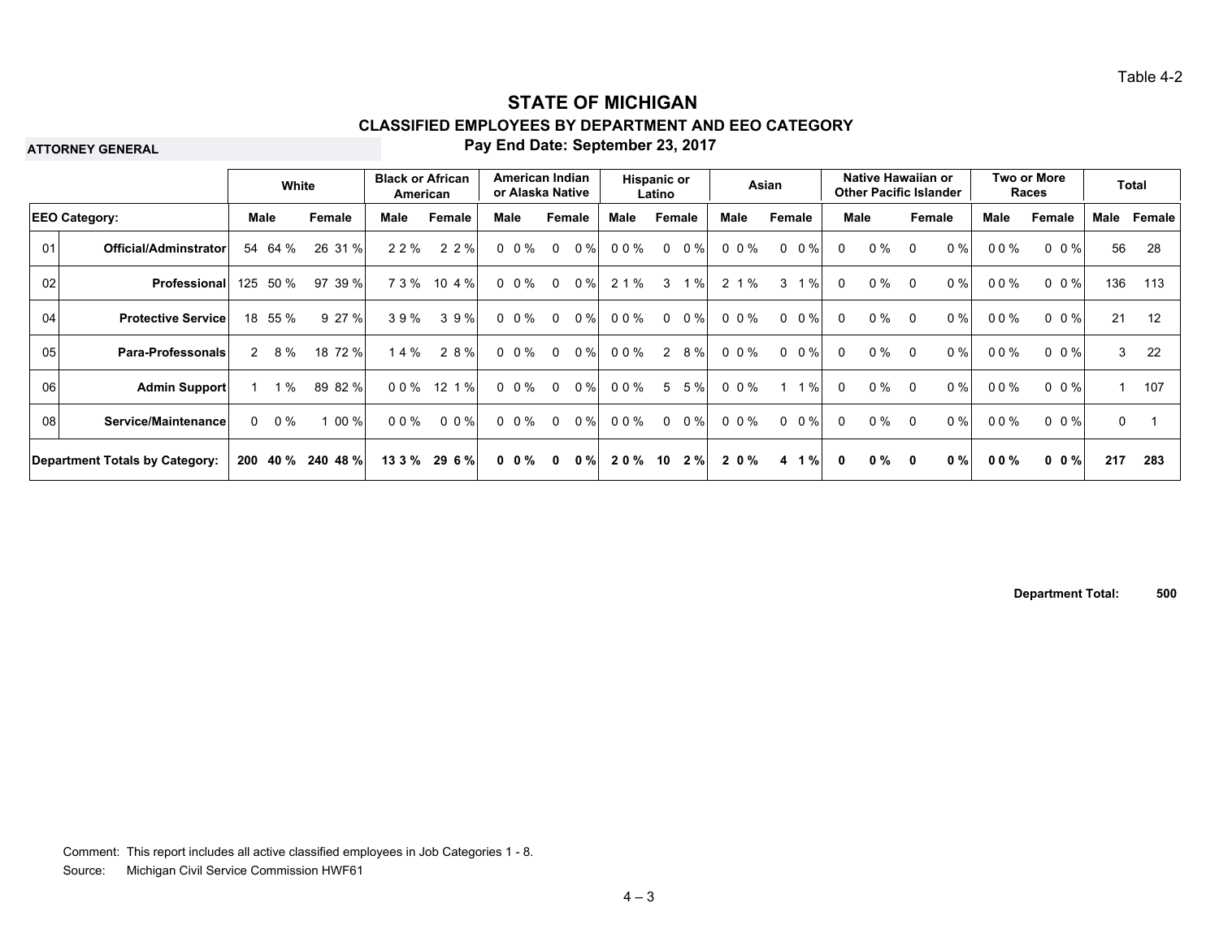Table 4-2

# STATE OF MICHIGAN

## CLASSIFIED EMPLOYEES BY DEPARTMENT AND EEO CATEGORY

**ATTORNEY GENERAL**

**Pay End Date: September 23, 2017**

| | | White | | Black or African American | | American Indian or Alaska Native | | Hispanic or Latino | | Asian | | Native Hawaiian or Other Pacific Islander | | Two or More Races | | Total | |
|---|---|---|---|---|---|---|---|---|---|---|---|---|---|---|---|---|---|
| **EEO Category:** | | **Male** | **Female** | **Male** | **Female** | **Male** | **Female** | **Male** | **Female** | **Male** | **Female** | **Male** | **Female** | **Male** | **Female** | **Male** | **Female** |
| 01 | **Official/Adminstrator** | 54 64 % | 26 31 % | 2 2 % | 2 2 % | 0 0 % | 0 0 % | 0 0 % | 0 0 % | 0 0 % | 0 0 % | 0 0 % | 0 0 % | 0 0 % | 0 0 % | 56 | 28 |
| 02 | **Professional** | 125 50 % | 97 39 % | 7 3 % | 10 4 % | 0 0 % | 0 0 % | 2 1 % | 3 1 % | 2 1 % | 3 1 % | 0 0 % | 0 0 % | 0 0 % | 0 0 % | 136 | 113 |
| 04 | **Protective Service** | 18 55 % | 9 27 % | 3 9 % | 3 9 % | 0 0 % | 0 0 % | 0 0 % | 0 0 % | 0 0 % | 0 0 % | 0 0 % | 0 0 % | 0 0 % | 0 0 % | 21 | 12 |
| 05 | **Para-Professonals** | 2 8 % | 18 72 % | 1 4 % | 2 8 % | 0 0 % | 0 0 % | 0 0 % | 2 8 % | 0 0 % | 0 0 % | 0 0 % | 0 0 % | 0 0 % | 0 0 % | 3 | 22 |
| 06 | **Admin Support** | 1 1 % | 89 82 % | 0 0 % | 12 1 % | 0 0 % | 0 0 % | 0 0 % | 5 5 % | 0 0 % | 1 1 % | 0 0 % | 0 0 % | 0 0 % | 0 0 % | 1 | 107 |
| 08 | **Service/Maintenance** | 0 0 % | 1 00 % | 0 0 % | 0 0 % | 0 0 % | 0 0 % | 0 0 % | 0 0 % | 0 0 % | 0 0 % | 0 0 % | 0 0 % | 0 0 % | 0 0 % | 0 | 1 |
| **Department Totals by Category:** | | **200 40 %** | **240 48 %** | **13 3 %** | **29 6 %** | **0 0 %** | **0 0 %** | **2 0 %** | **10 2 %** | **2 0 %** | **4 1 %** | **0 0 %** | **0 0 %** | **0 0 %** | **0 0 %** | **217** | **283** |

**Department Total: 500**

Comment: This report includes all active classified employees in Job Categories 1 - 8.

Source: Michigan Civil Service Commission HWF61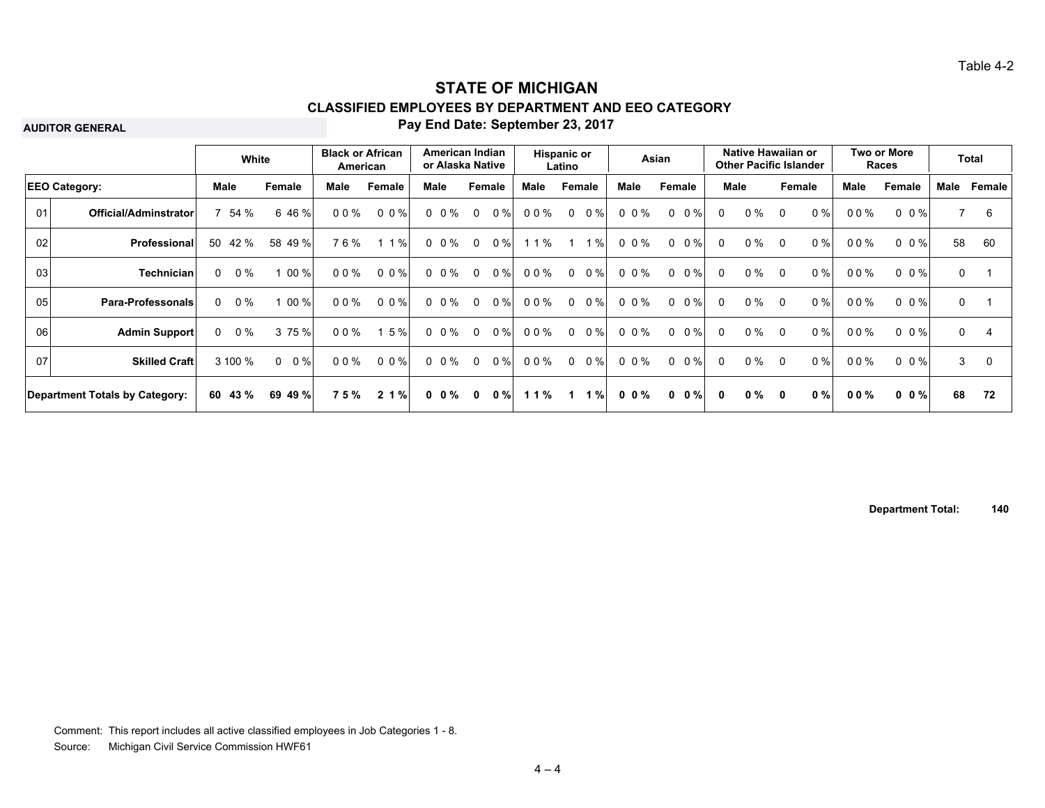Table 4-2

# STATE OF MICHIGAN

## CLASSIFIED EMPLOYEES BY DEPARTMENT AND EEO CATEGORY

**AUDITOR GENERAL**

**Pay End Date: September 23, 2017**

| | | White | | Black or African American | | American Indian or Alaska Native | | Hispanic or Latino | | Asian | | Native Hawaiian or Other Pacific Islander | | Two or More Races | | Total | |
|---|---|---|---|---|---|---|---|---|---|---|---|---|---|---|---|---|---|
| **EEO Category:** | | **Male** | **Female** | **Male** | **Female** | **Male** | **Female** | **Male** | **Female** | **Male** | **Female** | **Male** | **Female** | **Male** | **Female** | **Male** | **Female** |
| 01 | **Official/Adminstrator** | 7 54 % | 6 46 % | 0 0 % | 0 0 % | 0 0 % | 0 0 % | 0 0 % | 0 0 % | 0 0 % | 0 0 % | 0 0 % | 0 0 % | 0 0 % | 0 0 % | 7 | 6 |
| 02 | **Professional** | 50 42 % | 58 49 % | 7 6 % | 1 1 % | 0 0 % | 0 0 % | 1 1 % | 1 1 % | 0 0 % | 0 0 % | 0 0 % | 0 0 % | 0 0 % | 0 0 % | 58 | 60 |
| 03 | **Technician** | 0 0 % | 1 00 % | 0 0 % | 0 0 % | 0 0 % | 0 0 % | 0 0 % | 0 0 % | 0 0 % | 0 0 % | 0 0 % | 0 0 % | 0 0 % | 0 0 % | 0 | 1 |
| 05 | **Para-Professonals** | 0 0 % | 1 00 % | 0 0 % | 0 0 % | 0 0 % | 0 0 % | 0 0 % | 0 0 % | 0 0 % | 0 0 % | 0 0 % | 0 0 % | 0 0 % | 0 0 % | 0 | 1 |
| 06 | **Admin Support** | 0 0 % | 3 75 % | 0 0 % | 1 5 % | 0 0 % | 0 0 % | 0 0 % | 0 0 % | 0 0 % | 0 0 % | 0 0 % | 0 0 % | 0 0 % | 0 0 % | 0 | 4 |
| 07 | **Skilled Craft** | 3 100 % | 0 0 % | 0 0 % | 0 0 % | 0 0 % | 0 0 % | 0 0 % | 0 0 % | 0 0 % | 0 0 % | 0 0 % | 0 0 % | 0 0 % | 0 0 % | 3 | 0 |
| **Department Totals by Category:** | | **60 43 %** | **69 49 %** | **7 5 %** | **2 1 %** | **0 0 %** | **0 0 %** | **1 1 %** | **1 1 %** | **0 0 %** | **0 0 %** | **0 0 %** | **0 0 %** | **0 0 %** | **0 0 %** | **68** | **72** |

**Department Total: 140**

Comment: This report includes all active classified employees in Job Categories 1 - 8.

Source: Michigan Civil Service Commission HWF61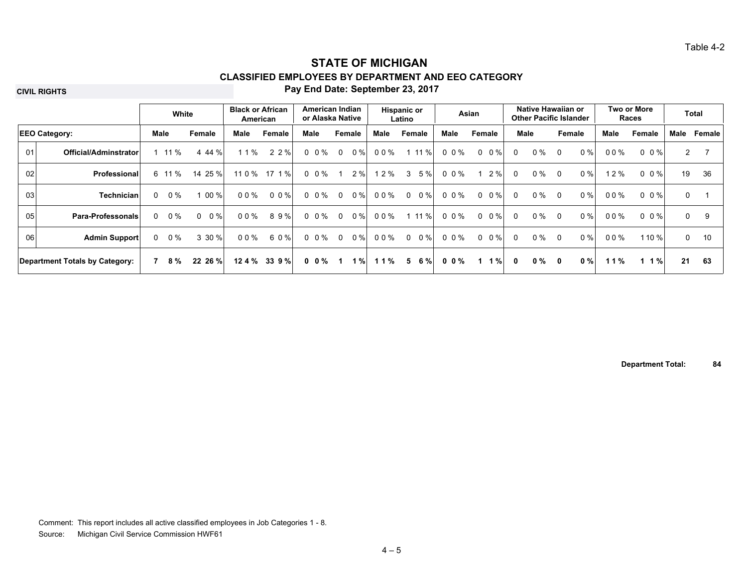Table 4-2

# STATE OF MICHIGAN

## CLASSIFIED EMPLOYEES BY DEPARTMENT AND EEO CATEGORY

**CIVIL RIGHTS**

**Pay End Date: September 23, 2017**

| | | White | | Black or African American | | American Indian or Alaska Native | | Hispanic or Latino | | Asian | | Native Hawaiian or Other Pacific Islander | | Two or More Races | | Total | |
|---|---|---|---|---|---|---|---|---|---|---|---|---|---|---|---|---|---|
| **EEO Category:** | | **Male** | **Female** | **Male** | **Female** | **Male** | **Female** | **Male** | **Female** | **Male** | **Female** | **Male** | **Female** | **Male** | **Female** | **Male** | **Female** |
| 01 | **Official/Adminstrator** | 1 11 % | 4 44 % | 1 1 % | 2 2 % | 0 0 % | 0 0 % | 0 0 % | 1 11 % | 0 0 % | 0 0 % | 0 0 % | 0 0 % | 0 0 % | 0 0 % | 2 | 7 |
| 02 | **Professional** | 6 11 % | 14 25 % | 11 0 % | 17 1 % | 0 0 % | 1 2 % | 1 2 % | 3 5 % | 0 0 % | 1 2 % | 0 0 % | 0 0 % | 1 2 % | 0 0 % | 19 | 36 |
| 03 | **Technician** | 0 0 % | 1 00 % | 0 0 % | 0 0 % | 0 0 % | 0 0 % | 0 0 % | 0 0 % | 0 0 % | 0 0 % | 0 0 % | 0 0 % | 0 0 % | 0 0 % | 0 | 1 |
| 05 | **Para-Professonals** | 0 0 % | 0 0 % | 0 0 % | 8 9 % | 0 0 % | 0 0 % | 0 0 % | 1 11 % | 0 0 % | 0 0 % | 0 0 % | 0 0 % | 0 0 % | 0 0 % | 0 | 9 |
| 06 | **Admin Support** | 0 0 % | 3 30 % | 0 0 % | 6 0 % | 0 0 % | 0 0 % | 0 0 % | 0 0 % | 0 0 % | 0 0 % | 0 0 % | 0 0 % | 0 0 % | 1 10 % | 0 | 10 |
| **Department Totals by Category:** | | **7 8 %** | **22 26 %** | **12 4 %** | **33 9 %** | **0 0 %** | **1 1 %** | **1 1 %** | **5 6 %** | **0 0 %** | **1 1 %** | **0 0 %** | **0 0 %** | **1 1 %** | **1 1 %** | **21** | **63** |

**Department Total: 84**

Comment: This report includes all active classified employees in Job Categories 1 - 8.

Source: Michigan Civil Service Commission HWF61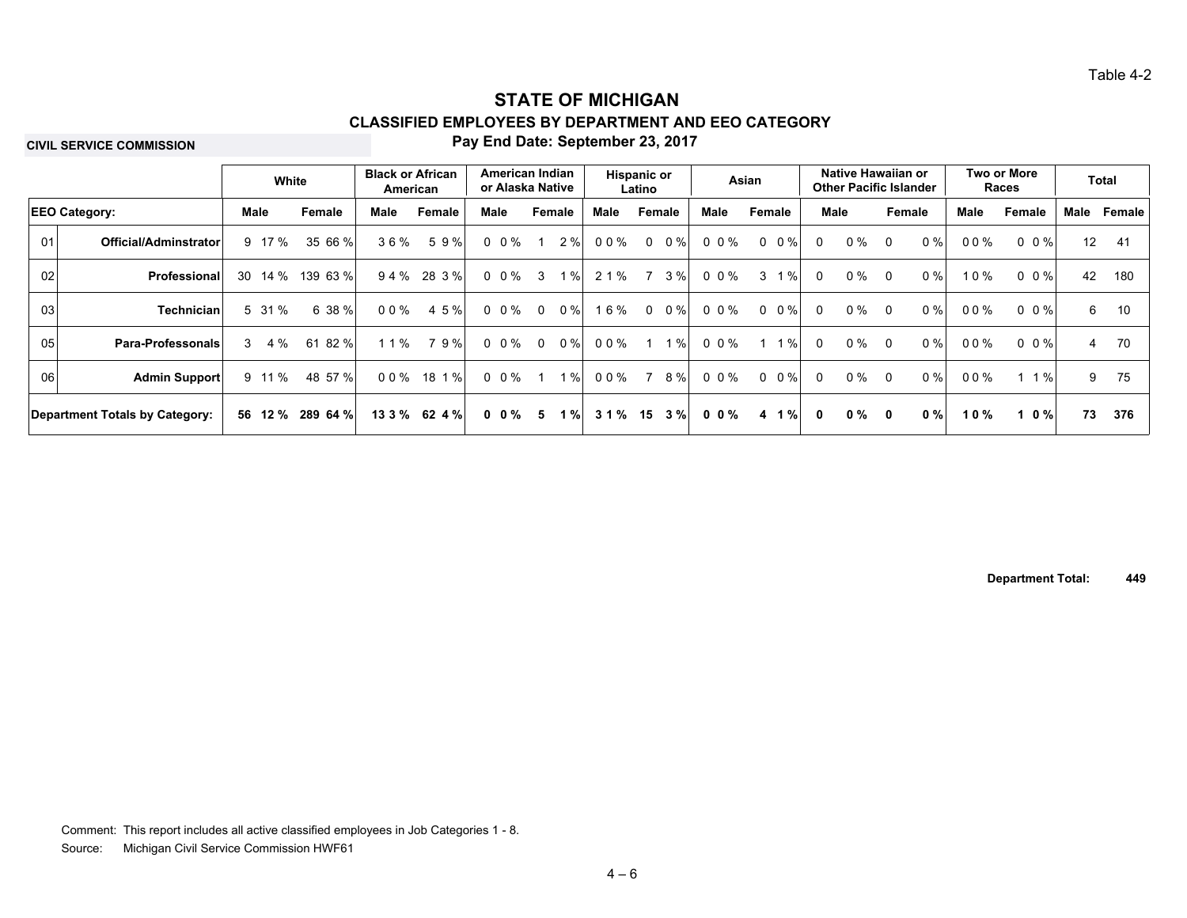Table 4-2

# STATE OF MICHIGAN

## CLASSIFIED EMPLOYEES BY DEPARTMENT AND EEO CATEGORY

**CIVIL SERVICE COMMISSION**

**Pay End Date: September 23, 2017**

| | | White | | Black or African American | | American Indian or Alaska Native | | Hispanic or Latino | | Asian | | Native Hawaiian or Other Pacific Islander | | Two or More Races | | Total | |
|---|---|---|---|---|---|---|---|---|---|---|---|---|---|---|---|---|---|
| **EEO Category:** | | **Male** | **Female** | **Male** | **Female** | **Male** | **Female** | **Male** | **Female** | **Male** | **Female** | **Male** | **Female** | **Male** | **Female** | **Male** | **Female** |
| 01 | **Official/Adminstrator** | 9 17 % | 35 66 % | 3 6 % | 5 9 % | 0 0 % | 1 2 % | 0 0 % | 0 0 % | 0 0 % | 0 0 % | 0 0 % | 0 0 % | 0 0 % | 0 0 % | 12 | 41 |
| 02 | **Professional** | 30 14 % | 139 63 % | 9 4 % | 28 3 % | 0 0 % | 3 1 % | 2 1 % | 7 3 % | 0 0 % | 3 1 % | 0 0 % | 0 0 % | 1 0 % | 0 0 % | 42 | 180 |
| 03 | **Technician** | 5 31 % | 6 38 % | 0 0 % | 4 5 % | 0 0 % | 0 0 % | 1 6 % | 0 0 % | 0 0 % | 0 0 % | 0 0 % | 0 0 % | 0 0 % | 0 0 % | 6 | 10 |
| 05 | **Para-Professonals** | 3 4 % | 61 82 % | 1 1 % | 7 9 % | 0 0 % | 0 0 % | 0 0 % | 1 1 % | 0 0 % | 1 1 % | 0 0 % | 0 0 % | 0 0 % | 0 0 % | 4 | 70 |
| 06 | **Admin Support** | 9 11 % | 48 57 % | 0 0 % | 18 1 % | 0 0 % | 1 1 % | 0 0 % | 7 8 % | 0 0 % | 0 0 % | 0 0 % | 0 0 % | 0 0 % | 1 1 % | 9 | 75 |
| **Department Totals by Category:** | | **56 12 %** | **289 64 %** | **13 3 %** | **62 4 %** | **0 0 %** | **5 1 %** | **3 1 %** | **15 3 %** | **0 0 %** | **4 1 %** | **0 0 %** | **0 0 %** | **1 0 %** | **1 0 %** | **73** | **376** |

**Department Total: 449**

Comment: This report includes all active classified employees in Job Categories 1 - 8.

Source: Michigan Civil Service Commission HWF61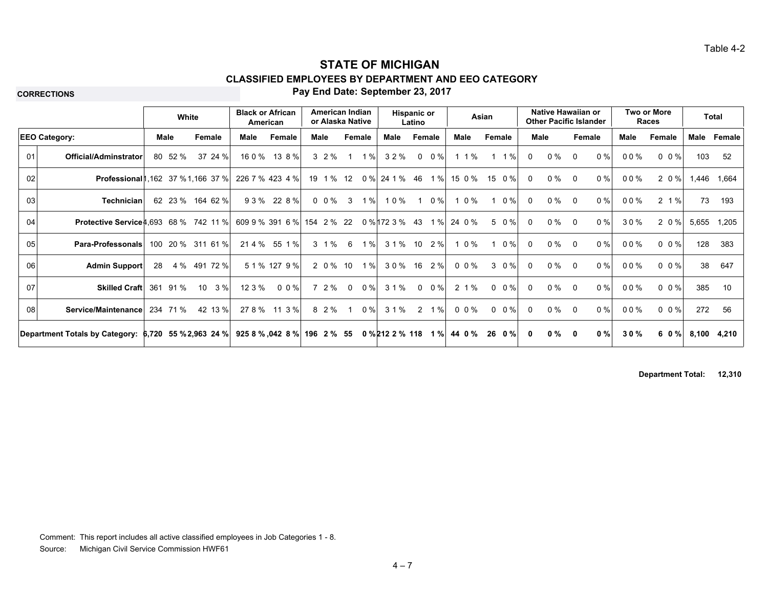Table 4-2

# STATE OF MICHIGAN

## CLASSIFIED EMPLOYEES BY DEPARTMENT AND EEO CATEGORY

**CORRECTIONS**

**Pay End Date: September 23, 2017**

| | | White | | Black or African American | | American Indian or Alaska Native | | Hispanic or Latino | | Asian | | Native Hawaiian or Other Pacific Islander | | Two or More Races | | Total | |
|---|---|---|---|---|---|---|---|---|---|---|---|---|---|---|---|---|---|
| **EEO Category:** | | **Male** | **Female** | **Male** | **Female** | **Male** | **Female** | **Male** | **Female** | **Male** | **Female** | **Male** | **Female** | **Male** | **Female** | **Male** | **Female** |
| 01 | **Official/Adminstrator** | 80 52 % | 37 24 % | 16 0 % | 13 8 % | 3 2 % | 1 1 % | 3 2 % | 0 0 % | 1 1 % | 1 1 % | 0 0 % | 0 0 % | 0 0 % | 0 0 % | 103 | 52 |
| 02 | **Professional** | 1,162 37 % | 1,166 37 % | 226 7 % | 423 4 % | 19 1 % | 12 0 % | 24 1 % | 46 1 % | 15 0 % | 15 0 % | 0 0 % | 0 0 % | 0 0 % | 2 0 % | 1,446 | 1,664 |
| 03 | **Technician** | 62 23 % | 164 62 % | 9 3 % | 22 8 % | 0 0 % | 3 1 % | 1 0 % | 1 0 % | 1 0 % | 1 0 % | 0 0 % | 0 0 % | 0 0 % | 2 1 % | 73 | 193 |
| 04 | **Protective Service** | 4,693 68 % | 742 11 % | 609 9 % | 391 6 % | 154 2 % | 22 0 % | 172 3 % | 43 1 % | 24 0 % | 5 0 % | 0 0 % | 0 0 % | 3 0 % | 2 0 % | 5,655 | 1,205 |
| 05 | **Para-Professonals** | 100 20 % | 311 61 % | 21 4 % | 55 1 % | 3 1 % | 6 1 % | 3 1 % | 10 2 % | 1 0 % | 1 0 % | 0 0 % | 0 0 % | 0 0 % | 0 0 % | 128 | 383 |
| 06 | **Admin Support** | 28 4 % | 491 72 % | 5 1 % | 127 9 % | 2 0 % | 10 1 % | 3 0 % | 16 2 % | 0 0 % | 3 0 % | 0 0 % | 0 0 % | 0 0 % | 0 0 % | 38 | 647 |
| 07 | **Skilled Craft** | 361 91 % | 10 3 % | 12 3 % | 0 0 % | 7 2 % | 0 0 % | 3 1 % | 0 0 % | 2 1 % | 0 0 % | 0 0 % | 0 0 % | 0 0 % | 0 0 % | 385 | 10 |
| 08 | **Service/Maintenance** | 234 71 % | 42 13 % | 27 8 % | 11 3 % | 8 2 % | 1 0 % | 3 1 % | 2 1 % | 0 0 % | 0 0 % | 0 0 % | 0 0 % | 0 0 % | 0 0 % | 272 | 56 |
| **Department Totals by Category:** | | **6,720 55 %** | **2,963 24 %** | **925 8 %** | **,042 8 %** | **196 2 %** | **55 0 %** | **212 2 %** | **118 1 %** | **44 0 %** | **26 0 %** | **0 0 %** | **0 0 %** | **3 0 %** | **6 0 %** | **8,100** | **4,210** |

**Department Total: 12,310**

Comment: This report includes all active classified employees in Job Categories 1 - 8.

Source: Michigan Civil Service Commission HWF61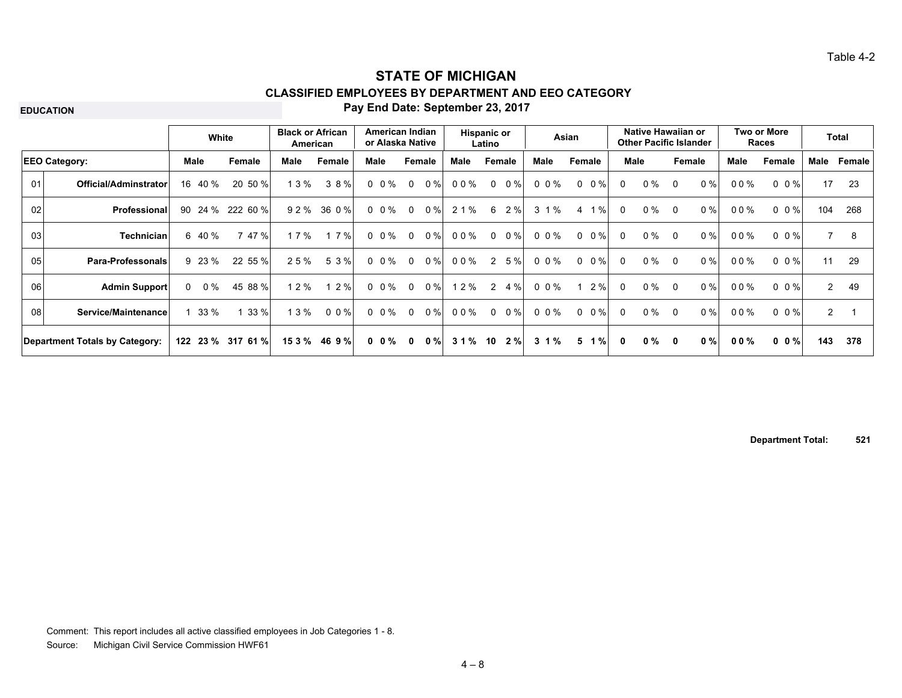Table 4-2

# STATE OF MICHIGAN

## CLASSIFIED EMPLOYEES BY DEPARTMENT AND EEO CATEGORY

**EDUCATION**

**Pay End Date: September 23, 2017**

| | | White | | | | Black or African American | | | | American Indian or Alaska Native | | | | Hispanic or Latino | | | | Asian | | | | Native Hawaiian or Other Pacific Islander | | | | Two or More Races | | | | Total | |
|---|---|---|---|---|---|---|---|---|---|---|---|---|---|---|---|---|---|---|---|---|---|---|---|---|---|---|---|---|---|---|---|---|---|
| **EEO Category:** | | Male | | Female | | Male | | Female | | Male | | Female | | Male | | Female | | Male | | Female | | Male | | Female | | Male | | Female | | Male | Female |
| 01 | **Official/Adminstrator** | 16 | 40 % | 20 | 50 % | 1 | 3 % | 3 | 8 % | 0 | 0 % | 0 | 0 % | 0 | 0 % | 0 | 0 % | 0 | 0 % | 0 | 0 % | 0 | 0 % | 0 | 0 % | 0 | 0 % | 0 | 0 % | 17 | 23 |
| 02 | **Professional** | 90 | 24 % | 222 | 60 % | 9 | 2 % | 36 | 0 % | 0 | 0 % | 0 | 0 % | 2 | 1 % | 6 | 2 % | 3 | 1 % | 4 | 1 % | 0 | 0 % | 0 | 0 % | 0 | 0 % | 0 | 0 % | 104 | 268 |
| 03 | **Technician** | 6 | 40 % | 7 | 47 % | 1 | 7 % | 1 | 7 % | 0 | 0 % | 0 | 0 % | 0 | 0 % | 0 | 0 % | 0 | 0 % | 0 | 0 % | 0 | 0 % | 0 | 0 % | 0 | 0 % | 0 | 0 % | 7 | 8 |
| 05 | **Para-Professonals** | 9 | 23 % | 22 | 55 % | 2 | 5 % | 5 | 3 % | 0 | 0 % | 0 | 0 % | 0 | 0 % | 2 | 5 % | 0 | 0 % | 0 | 0 % | 0 | 0 % | 0 | 0 % | 0 | 0 % | 0 | 0 % | 11 | 29 |
| 06 | **Admin Support** | 0 | 0 % | 45 | 88 % | 1 | 2 % | 1 | 2 % | 0 | 0 % | 0 | 0 % | 1 | 2 % | 2 | 4 % | 0 | 0 % | 1 | 2 % | 0 | 0 % | 0 | 0 % | 0 | 0 % | 0 | 0 % | 2 | 49 |
| 08 | **Service/Maintenance** | 1 | 33 % | 1 | 33 % | 1 | 3 % | 0 | 0 % | 0 | 0 % | 0 | 0 % | 0 | 0 % | 0 | 0 % | 0 | 0 % | 0 | 0 % | 0 | 0 % | 0 | 0 % | 0 | 0 % | 0 | 0 % | 2 | 1 |
| **Department Totals by Category:** | | **122** | **23 %** | **317** | **61 %** | **15** | **3 %** | **46** | **9 %** | **0** | **0 %** | **0** | **0 %** | **3** | **1 %** | **10** | **2 %** | **3** | **1 %** | **5** | **1 %** | **0** | **0 %** | **0** | **0 %** | **0** | **0 %** | **0** | **0 %** | **143** | **378** |

**Department Total: 521**

Comment: This report includes all active classified employees in Job Categories 1 - 8.

Source: Michigan Civil Service Commission HWF61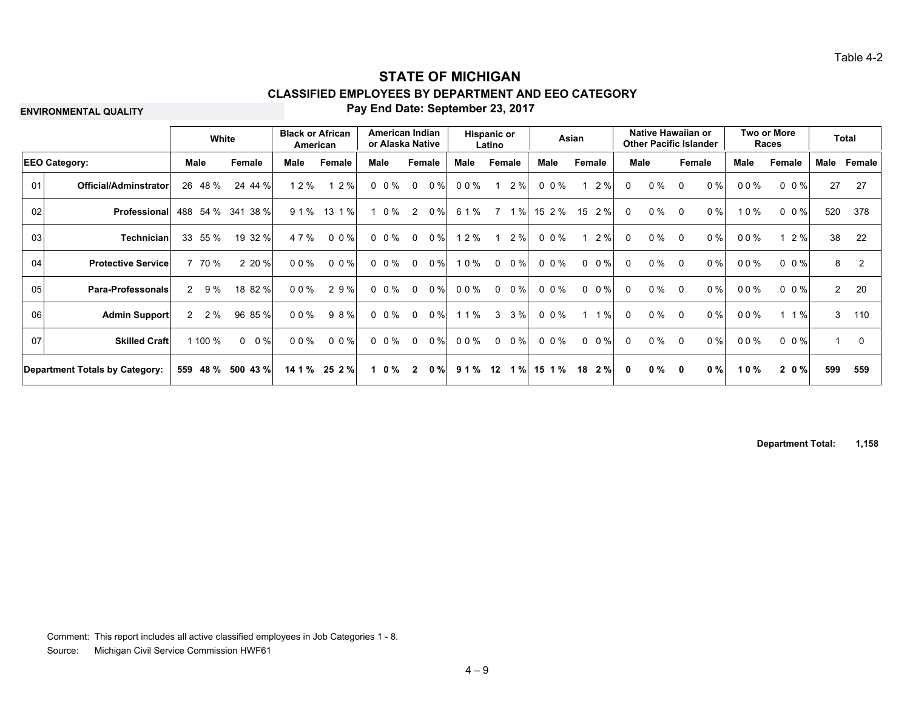Table 4-2

# STATE OF MICHIGAN

## CLASSIFIED EMPLOYEES BY DEPARTMENT AND EEO CATEGORY

**ENVIRONMENTAL QUALITY**

**Pay End Date: September 23, 2017**

| | | White | | Black or African American | | American Indian or Alaska Native | | Hispanic or Latino | | Asian | | Native Hawaiian or Other Pacific Islander | | Two or More Races | | Total | |
|---|---|---|---|---|---|---|---|---|---|---|---|---|---|---|---|---|---|
| **EEO Category:** | | **Male** | **Female** | **Male** | **Female** | **Male** | **Female** | **Male** | **Female** | **Male** | **Female** | **Male** | **Female** | **Male** | **Female** | **Male** | **Female** |
| 01 | **Official/Adminstrator** | 26 48 % | 24 44 % | 1 2 % | 1 2 % | 0 0 % | 0 0 % | 0 0 % | 1 2 % | 0 0 % | 1 2 % | 0 0 % | 0 0 % | 0 0 % | 0 0 % | 27 | 27 |
| 02 | **Professional** | 488 54 % | 341 38 % | 9 1 % | 13 1 % | 1 0 % | 2 0 % | 6 1 % | 7 1 % | 15 2 % | 15 2 % | 0 0 % | 0 0 % | 1 0 % | 0 0 % | 520 | 378 |
| 03 | **Technician** | 33 55 % | 19 32 % | 4 7 % | 0 0 % | 0 0 % | 0 0 % | 1 2 % | 1 2 % | 0 0 % | 1 2 % | 0 0 % | 0 0 % | 0 0 % | 1 2 % | 38 | 22 |
| 04 | **Protective Service** | 7 70 % | 2 20 % | 0 0 % | 0 0 % | 0 0 % | 0 0 % | 1 0 % | 0 0 % | 0 0 % | 0 0 % | 0 0 % | 0 0 % | 0 0 % | 0 0 % | 8 | 2 |
| 05 | **Para-Professonals** | 2 9 % | 18 82 % | 0 0 % | 2 9 % | 0 0 % | 0 0 % | 0 0 % | 0 0 % | 0 0 % | 0 0 % | 0 0 % | 0 0 % | 0 0 % | 0 0 % | 2 | 20 |
| 06 | **Admin Support** | 2 2 % | 96 85 % | 0 0 % | 9 8 % | 0 0 % | 0 0 % | 1 1 % | 3 3 % | 0 0 % | 1 1 % | 0 0 % | 0 0 % | 0 0 % | 1 1 % | 3 | 110 |
| 07 | **Skilled Craft** | 1 100 % | 0 0 % | 0 0 % | 0 0 % | 0 0 % | 0 0 % | 0 0 % | 0 0 % | 0 0 % | 0 0 % | 0 0 % | 0 0 % | 0 0 % | 0 0 % | 1 | 0 |
| **Department Totals by Category:** | | **559 48 %** | **500 43 %** | **14 1 %** | **25 2 %** | **1 0 %** | **2 0 %** | **9 1 %** | **12 1 %** | **15 1 %** | **18 2 %** | **0 0 %** | **0 0 %** | **1 0 %** | **2 0 %** | **599** | **559** |

**Department Total: 1,158**

Comment: This report includes all active classified employees in Job Categories 1 - 8.

Source: Michigan Civil Service Commission HWF61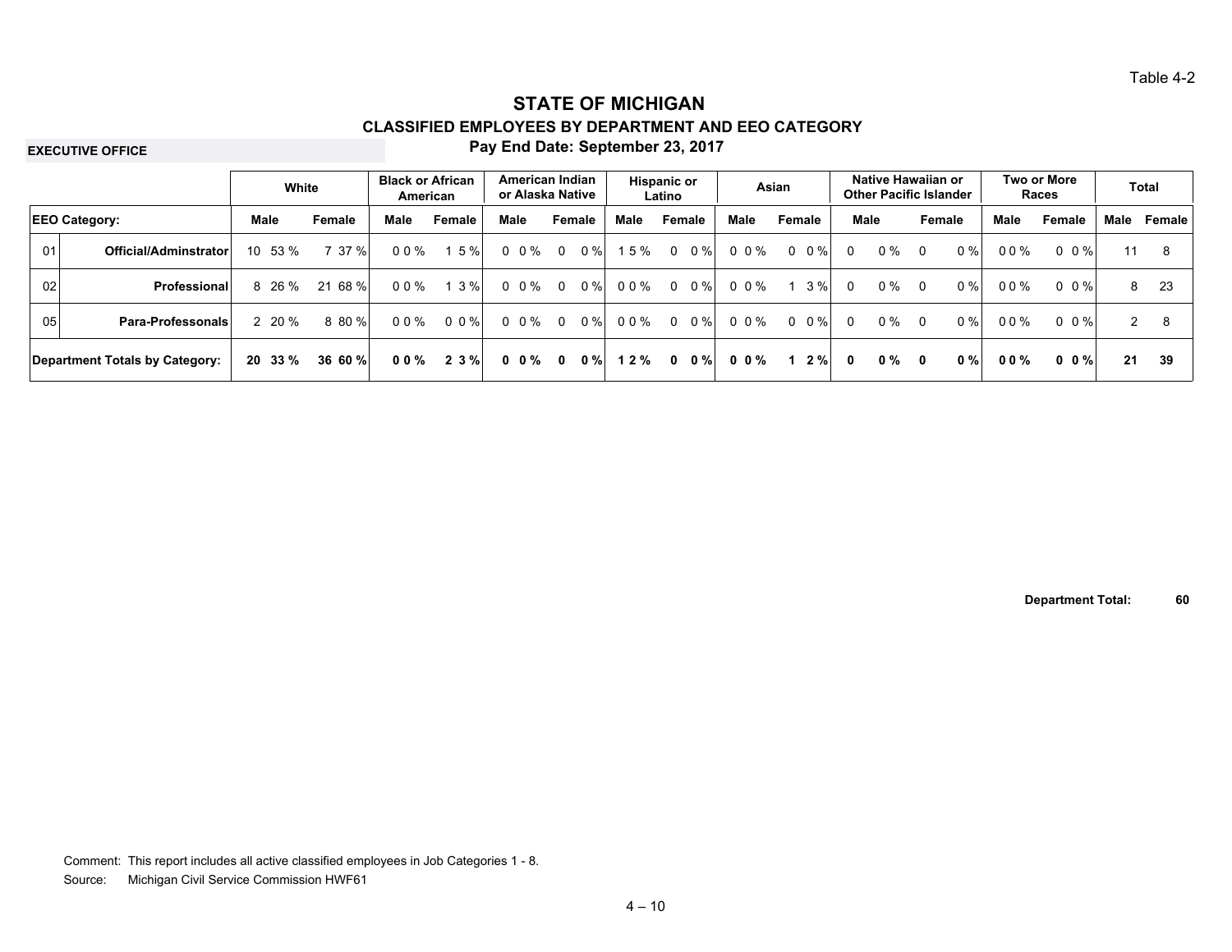Table 4-2

# STATE OF MICHIGAN

## CLASSIFIED EMPLOYEES BY DEPARTMENT AND EEO CATEGORY

**EXECUTIVE OFFICE**

**Pay End Date: September 23, 2017**

| | | White | | Black or African American | | American Indian or Alaska Native | | Hispanic or Latino | | Asian | | Native Hawaiian or Other Pacific Islander | | Two or More Races | | Total | |
|---|---|---|---|---|---|---|---|---|---|---|---|---|---|---|---|---|---|
| **EEO Category:** | | **Male** | **Female** | **Male** | **Female** | **Male** | **Female** | **Male** | **Female** | **Male** | **Female** | **Male** | **Female** | **Male** | **Female** | **Male** | **Female** |
| 01 | **Official/Adminstrator** | 10 53 % | 7 37 % | 0 0 % | 1 5 % | 0 0 % | 0 0 % | 1 5 % | 0 0 % | 0 0 % | 0 0 % | 0 0 % | 0 0 % | 0 0 % | 0 0 % | 11 | 8 |
| 02 | **Professional** | 8 26 % | 21 68 % | 0 0 % | 1 3 % | 0 0 % | 0 0 % | 0 0 % | 0 0 % | 0 0 % | 1 3 % | 0 0 % | 0 0 % | 0 0 % | 0 0 % | 8 | 23 |
| 05 | **Para-Professonals** | 2 20 % | 8 80 % | 0 0 % | 0 0 % | 0 0 % | 0 0 % | 0 0 % | 0 0 % | 0 0 % | 0 0 % | 0 0 % | 0 0 % | 0 0 % | 0 0 % | 2 | 8 |
| **Department Totals by Category:** | | **20 33 %** | **36 60 %** | **0 0 %** | **2 3 %** | **0 0 %** | **0 0 %** | **1 2 %** | **0 0 %** | **0 0 %** | **1 2 %** | **0 0 %** | **0 0 %** | **0 0 %** | **0 0 %** | **21** | **39** |

**Department Total: 60**

Comment: This report includes all active classified employees in Job Categories 1 - 8.

Source: Michigan Civil Service Commission HWF61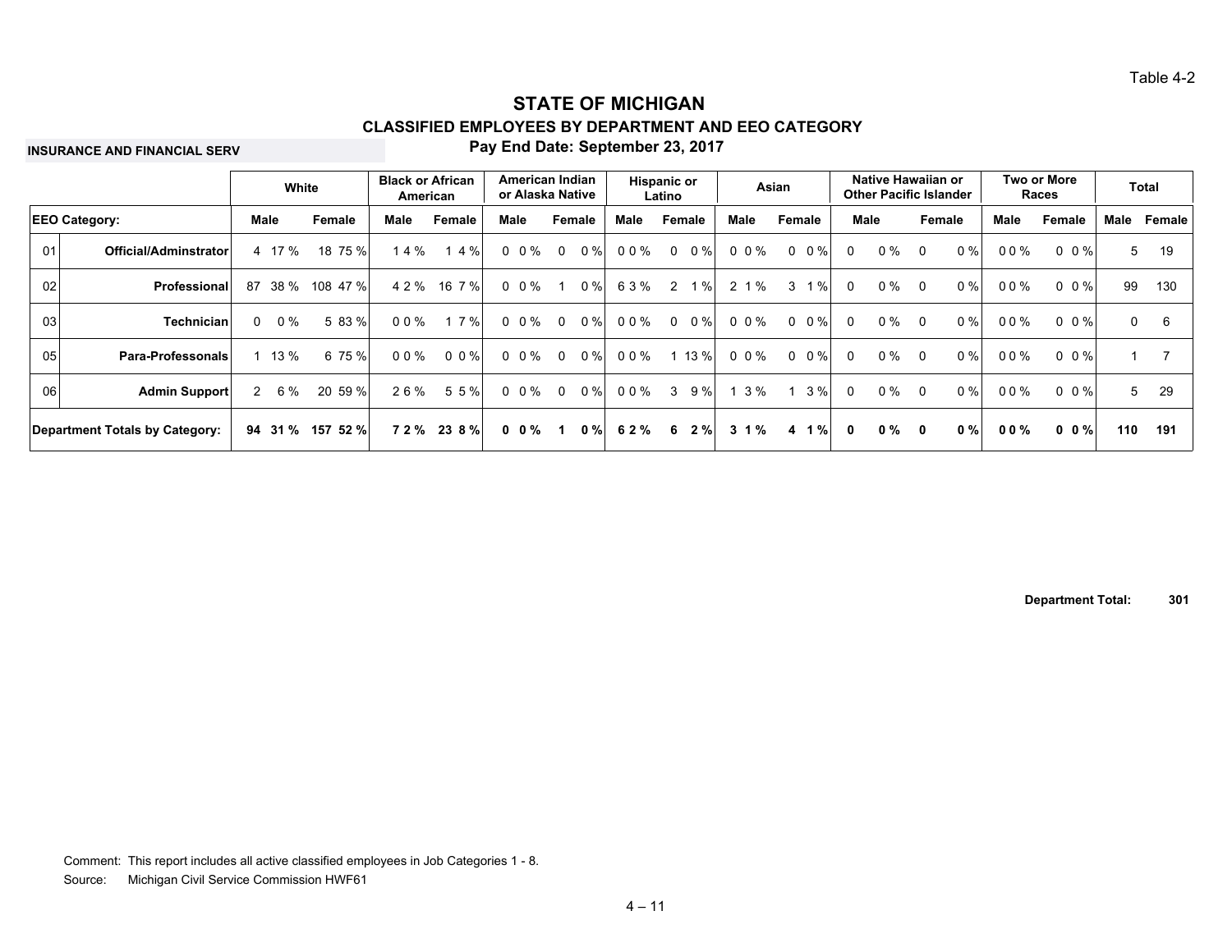Table 4-2

# STATE OF MICHIGAN

## CLASSIFIED EMPLOYEES BY DEPARTMENT AND EEO CATEGORY

**INSURANCE AND FINANCIAL SERV**

**Pay End Date: September 23, 2017**

| | | White | | | | Black or African American | | | | American Indian or Alaska Native | | | | Hispanic or Latino | | | | Asian | | | | Native Hawaiian or Other Pacific Islander | | | | Two or More Races | | | | Total | |
|---|---|---|---|---|---|---|---|---|---|---|---|---|---|---|---|---|---|---|---|---|---|---|---|---|---|---|---|---|---|---|---|
| **EEO Category:** | | Male | | Female | | Male | | Female | | Male | | Female | | Male | | Female | | Male | | Female | | Male | | Female | | Male | | Female | | Male | Female |
| 01 | **Official/Adminstrator** | 4 | 17 % | 18 | 75 % | 1 | 4 % | 1 | 4 % | 0 | 0 % | 0 | 0 % | 0 | 0 % | 0 | 0 % | 0 | 0 % | 0 | 0 % | 0 | 0 % | 0 | 0 % | 0 | 0 % | 0 | 0 % | 5 | 19 |
| 02 | **Professional** | 87 | 38 % | 108 | 47 % | 4 | 2 % | 16 | 7 % | 0 | 0 % | 1 | 0 % | 6 | 3 % | 2 | 1 % | 2 | 1 % | 3 | 1 % | 0 | 0 % | 0 | 0 % | 0 | 0 % | 0 | 0 % | 99 | 130 |
| 03 | **Technician** | 0 | 0 % | 5 | 83 % | 0 | 0 % | 1 | 7 % | 0 | 0 % | 0 | 0 % | 0 | 0 % | 0 | 0 % | 0 | 0 % | 0 | 0 % | 0 | 0 % | 0 | 0 % | 0 | 0 % | 0 | 0 % | 0 | 6 |
| 05 | **Para-Professonals** | 1 | 13 % | 6 | 75 % | 0 | 0 % | 0 | 0 % | 0 | 0 % | 0 | 0 % | 0 | 0 % | 1 | 13 % | 0 | 0 % | 0 | 0 % | 0 | 0 % | 0 | 0 % | 0 | 0 % | 0 | 0 % | 1 | 7 |
| 06 | **Admin Support** | 2 | 6 % | 20 | 59 % | 2 | 6 % | 5 | 5 % | 0 | 0 % | 0 | 0 % | 0 | 0 % | 3 | 9 % | 1 | 3 % | 1 | 3 % | 0 | 0 % | 0 | 0 % | 0 | 0 % | 0 | 0 % | 5 | 29 |
| **Department Totals by Category:** | | **94** | **31 %** | **157** | **52 %** | **7** | **2 %** | **23** | **8 %** | **0** | **0 %** | **1** | **0 %** | **6** | **2 %** | **6** | **2 %** | **3** | **1 %** | **4** | **1 %** | **0** | **0 %** | **0** | **0 %** | **0** | **0 %** | **0** | **0 %** | **110** | **191** |

**Department Total: 301**

Comment: This report includes all active classified employees in Job Categories 1 - 8.

Source: Michigan Civil Service Commission HWF61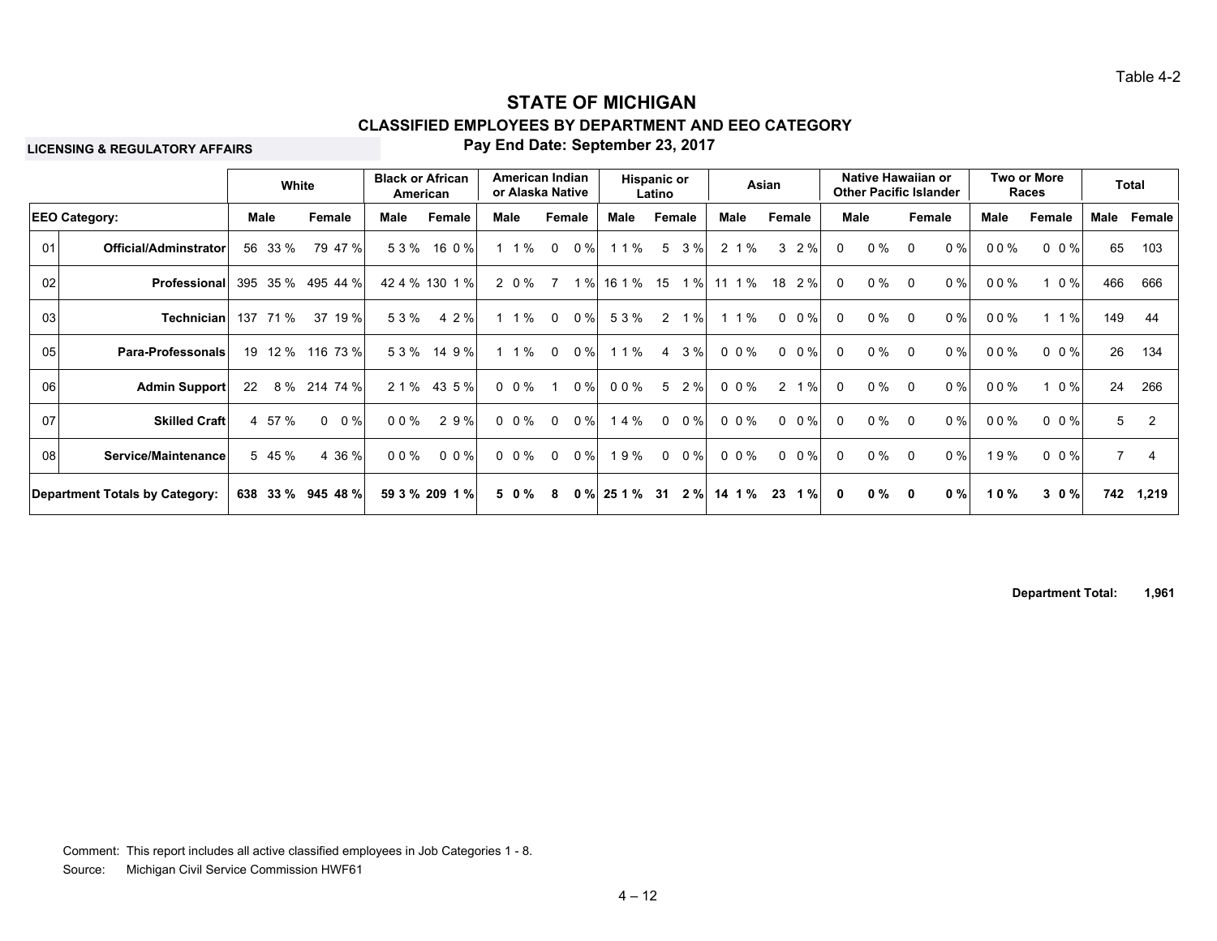Table 4-2

# STATE OF MICHIGAN

## CLASSIFIED EMPLOYEES BY DEPARTMENT AND EEO CATEGORY

**LICENSING & REGULATORY AFFAIRS**

**Pay End Date: September 23, 2017**

| | | White | | Black or African American | | American Indian or Alaska Native | | Hispanic or Latino | | Asian | | Native Hawaiian or Other Pacific Islander | | Two or More Races | | Total | |
|---|---|---|---|---|---|---|---|---|---|---|---|---|---|---|---|---|---|
| **EEO Category:** | | **Male** | **Female** | **Male** | **Female** | **Male** | **Female** | **Male** | **Female** | **Male** | **Female** | **Male** | **Female** | **Male** | **Female** | **Male** | **Female** |
| 01 | **Official/Adminstrator** | 56 33 % | 79 47 % | 5 3 % | 16 0 % | 1 1 % | 0 0 % | 1 1 % | 5 3 % | 2 1 % | 3 2 % | 0 0 % | 0 0 % | 0 0 % | 0 0 % | 65 | 103 |
| 02 | **Professional** | 395 35 % | 495 44 % | 42 4 % | 130 1 % | 2 0 % | 7 1 % | 16 1 % | 15 1 % | 11 1 % | 18 2 % | 0 0 % | 0 0 % | 0 0 % | 1 0 % | 466 | 666 |
| 03 | **Technician** | 137 71 % | 37 19 % | 5 3 % | 4 2 % | 1 1 % | 0 0 % | 5 3 % | 2 1 % | 1 1 % | 0 0 % | 0 0 % | 0 0 % | 0 0 % | 1 1 % | 149 | 44 |
| 05 | **Para-Professonals** | 19 12 % | 116 73 % | 5 3 % | 14 9 % | 1 1 % | 0 0 % | 1 1 % | 4 3 % | 0 0 % | 0 0 % | 0 0 % | 0 0 % | 0 0 % | 0 0 % | 26 | 134 |
| 06 | **Admin Support** | 22 8 % | 214 74 % | 2 1 % | 43 5 % | 0 0 % | 1 0 % | 0 0 % | 5 2 % | 0 0 % | 2 1 % | 0 0 % | 0 0 % | 0 0 % | 1 0 % | 24 | 266 |
| 07 | **Skilled Craft** | 4 57 % | 0 0 % | 0 0 % | 2 9 % | 0 0 % | 0 0 % | 1 4 % | 0 0 % | 0 0 % | 0 0 % | 0 0 % | 0 0 % | 0 0 % | 0 0 % | 5 | 2 |
| 08 | **Service/Maintenance** | 5 45 % | 4 36 % | 0 0 % | 0 0 % | 0 0 % | 0 0 % | 1 9 % | 0 0 % | 0 0 % | 0 0 % | 0 0 % | 0 0 % | 1 9 % | 0 0 % | 7 | 4 |
| **Department Totals by Category:** | | **638 33 %** | **945 48 %** | **59 3 %** | **209 1 %** | **5 0 %** | **8 0 %** | **25 1 %** | **31 2 %** | **14 1 %** | **23 1 %** | **0 0 %** | **0 0 %** | **1 0 %** | **3 0 %** | **742** | **1,219** |

**Department Total: 1,961**

Comment: This report includes all active classified employees in Job Categories 1 - 8.

Source: Michigan Civil Service Commission HWF61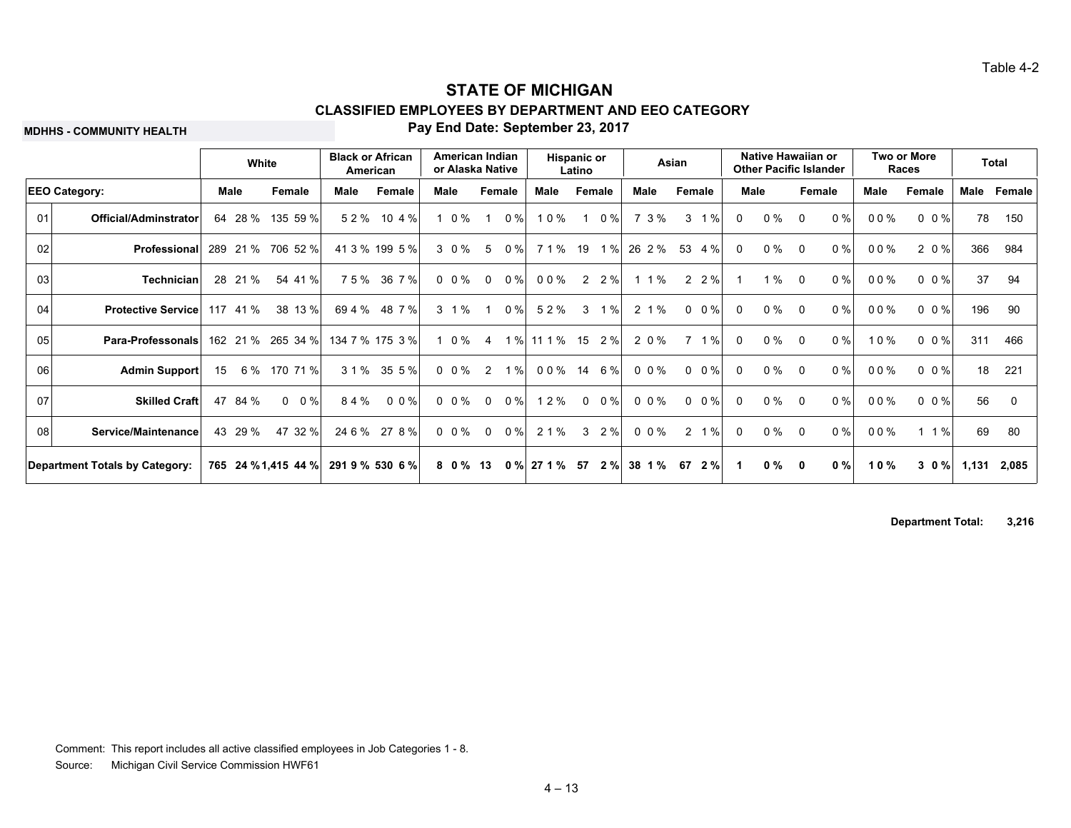Table 4-2

# STATE OF MICHIGAN

## CLASSIFIED EMPLOYEES BY DEPARTMENT AND EEO CATEGORY

**MDHHS - COMMUNITY HEALTH**

**Pay End Date: September 23, 2017**

| | | White | | Black or African American | | American Indian or Alaska Native | | Hispanic or Latino | | Asian | | Native Hawaiian or Other Pacific Islander | | Two or More Races | | Total | |
|---|---|---|---|---|---|---|---|---|---|---|---|---|---|---|---|---|---|
| **EEO Category:** | | **Male** | **Female** | **Male** | **Female** | **Male** | **Female** | **Male** | **Female** | **Male** | **Female** | **Male** | **Female** | **Male** | **Female** | **Male** | **Female** |
| 01 | **Official/Adminstrator** | 64 28 % | 135 59 % | 5 2 % | 10 4 % | 1 0 % | 1 0 % | 1 0 % | 1 0 % | 7 3 % | 3 1 % | 0 0 % | 0 0 % | 0 0 % | 0 0 % | 78 | 150 |
| 02 | **Professional** | 289 21 % | 706 52 % | 41 3 % | 199 5 % | 3 0 % | 5 0 % | 7 1 % | 19 1 % | 26 2 % | 53 4 % | 0 0 % | 0 0 % | 0 0 % | 2 0 % | 366 | 984 |
| 03 | **Technician** | 28 21 % | 54 41 % | 7 5 % | 36 7 % | 0 0 % | 0 0 % | 0 0 % | 2 2 % | 1 1 % | 2 2 % | 1 1 % | 0 0 % | 0 0 % | 0 0 % | 37 | 94 |
| 04 | **Protective Service** | 117 41 % | 38 13 % | 69 4 % | 48 7 % | 3 1 % | 1 0 % | 5 2 % | 3 1 % | 2 1 % | 0 0 % | 0 0 % | 0 0 % | 0 0 % | 0 0 % | 196 | 90 |
| 05 | **Para-Professonals** | 162 21 % | 265 34 % | 134 7 % | 175 3 % | 1 0 % | 4 1 % | 11 1 % | 15 2 % | 2 0 % | 7 1 % | 0 0 % | 0 0 % | 1 0 % | 0 0 % | 311 | 466 |
| 06 | **Admin Support** | 15 6 % | 170 71 % | 3 1 % | 35 5 % | 0 0 % | 2 1 % | 0 0 % | 14 6 % | 0 0 % | 0 0 % | 0 0 % | 0 0 % | 0 0 % | 0 0 % | 18 | 221 |
| 07 | **Skilled Craft** | 47 84 % | 0 0 % | 8 4 % | 0 0 % | 0 0 % | 0 0 % | 1 2 % | 0 0 % | 0 0 % | 0 0 % | 0 0 % | 0 0 % | 0 0 % | 0 0 % | 56 | 0 |
| 08 | **Service/Maintenance** | 43 29 % | 47 32 % | 24 6 % | 27 8 % | 0 0 % | 0 0 % | 2 1 % | 3 2 % | 0 0 % | 2 1 % | 0 0 % | 0 0 % | 0 0 % | 1 1 % | 69 | 80 |
| **Department Totals by Category:** | | **765 24 %** | **1,415 44 %** | **291 9 %** | **530 6 %** | **8 0 %** | **13 0 %** | **27 1 %** | **57 2 %** | **38 1 %** | **67 2 %** | **1 0 %** | **0 0 %** | **1 0 %** | **3 0 %** | **1,131** | **2,085** |

**Department Total: 3,216**

Comment: This report includes all active classified employees in Job Categories 1 - 8.

Source: Michigan Civil Service Commission HWF61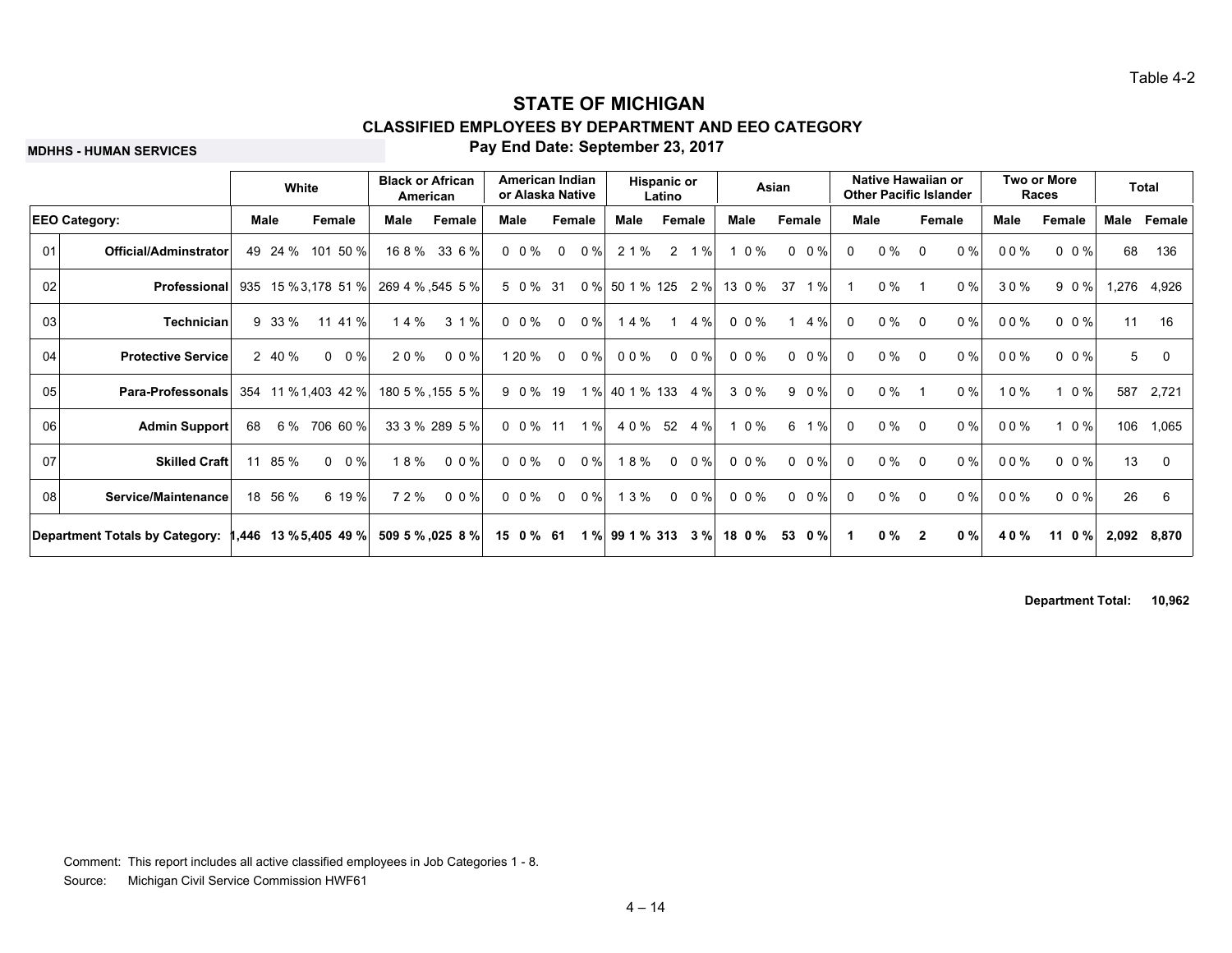Table 4-2

# STATE OF MICHIGAN

## CLASSIFIED EMPLOYEES BY DEPARTMENT AND EEO CATEGORY

**MDHHS - HUMAN SERVICES**

**Pay End Date: September 23, 2017**

| | | White | | | | Black or African American | | | | American Indian or Alaska Native | | | | Hispanic or Latino | | | | Asian | | | | Native Hawaiian or Other Pacific Islander | | | | Two or More Races | | | | Total | |
|---|---|---|---|---|---|---|---|---|---|---|---|---|---|---|---|---|---|---|---|---|---|---|---|---|---|---|---|---|---|---|---|
| **EEO Category:** | | Male | | Female | | Male | | Female | | Male | | Female | | Male | | Female | | Male | | Female | | Male | | Female | | Male | | Female | | Male | Female |
| 01 | **Official/Adminstrator** | 49 | 24 % | 101 | 50 % | 16 | 8 % | 33 | 6 % | 0 | 0 % | 0 | 0 % | 2 | 1 % | 2 | 1 % | 1 | 0 % | 0 | 0 % | 0 | 0 % | 0 | 0 % | 0 | 0 % | 0 | 0 % | 68 | 136 |
| 02 | **Professional** | 935 | 15 % | 3,178 | 51 % | 269 | 4 % | ,545 | 5 % | 5 | 0 % | 31 | 0 % | 50 | 1 % | 125 | 2 % | 13 | 0 % | 37 | 1 % | 1 | 0 % | 1 | 0 % | 3 | 0 % | 9 | 0 % | 1,276 | 4,926 |
| 03 | **Technician** | 9 | 33 % | 11 | 41 % | 1 | 4 % | 3 | 1 % | 0 | 0 % | 0 | 0 % | 1 | 4 % | 1 | 4 % | 0 | 0 % | 1 | 4 % | 0 | 0 % | 0 | 0 % | 0 | 0 % | 0 | 0 % | 11 | 16 |
| 04 | **Protective Service** | 2 | 40 % | 0 | 0 % | 2 | 0 % | 0 | 0 % | 1 | 20 % | 0 | 0 % | 0 | 0 % | 0 | 0 % | 0 | 0 % | 0 | 0 % | 0 | 0 % | 0 | 0 % | 0 | 0 % | 0 | 0 % | 5 | 0 |
| 05 | **Para-Professonals** | 354 | 11 % | 1,403 | 42 % | 180 | 5 % | ,155 | 5 % | 9 | 0 % | 19 | 1 % | 40 | 1 % | 133 | 4 % | 3 | 0 % | 9 | 0 % | 0 | 0 % | 1 | 0 % | 1 | 0 % | 1 | 0 % | 587 | 2,721 |
| 06 | **Admin Support** | 68 | 6 % | 706 | 60 % | 33 | 3 % | 289 | 5 % | 0 | 0 % | 11 | 1 % | 4 | 0 % | 52 | 4 % | 1 | 0 % | 6 | 1 % | 0 | 0 % | 0 | 0 % | 0 | 0 % | 1 | 0 % | 106 | 1,065 |
| 07 | **Skilled Craft** | 11 | 85 % | 0 | 0 % | 1 | 8 % | 0 | 0 % | 0 | 0 % | 0 | 0 % | 1 | 8 % | 0 | 0 % | 0 | 0 % | 0 | 0 % | 0 | 0 % | 0 | 0 % | 0 | 0 % | 0 | 0 % | 13 | 0 |
| 08 | **Service/Maintenance** | 18 | 56 % | 6 | 19 % | 7 | 2 % | 0 | 0 % | 0 | 0 % | 0 | 0 % | 1 | 3 % | 0 | 0 % | 0 | 0 % | 0 | 0 % | 0 | 0 % | 0 | 0 % | 0 | 0 % | 0 | 0 % | 26 | 6 |
| **Department Totals by Category:** | | **1,446** | **13 %** | **5,405** | **49 %** | **509** | **5 %** | **,025** | **8 %** | **15** | **0 %** | **61** | **1 %** | **99** | **1 %** | **313** | **3 %** | **18** | **0 %** | **53** | **0 %** | **1** | **0 %** | **2** | **0 %** | **4** | **0 %** | **11** | **0 %** | **2,092** | **8,870** |

**Department Total: 10,962**

Comment: This report includes all active classified employees in Job Categories 1 - 8.

Source: Michigan Civil Service Commission HWF61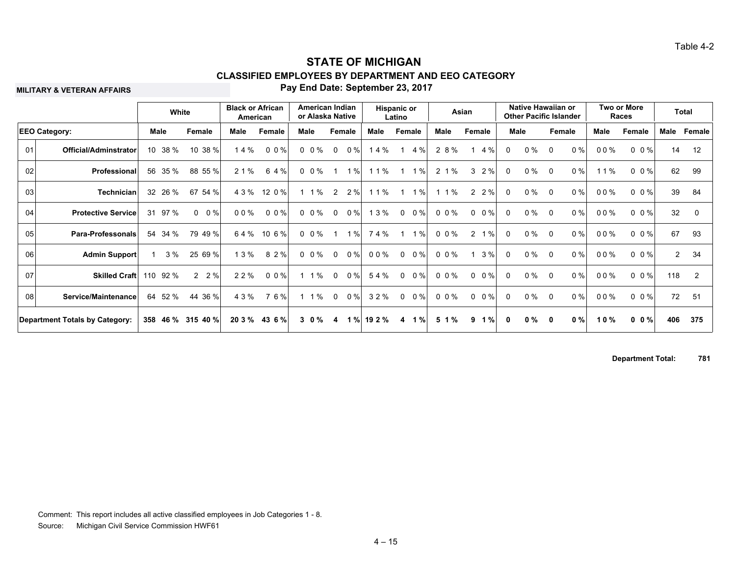Table 4-2

# STATE OF MICHIGAN

## CLASSIFIED EMPLOYEES BY DEPARTMENT AND EEO CATEGORY

**MILITARY & VETERAN AFFAIRS**

**Pay End Date: September 23, 2017**

| | | White | | Black or African American | | American Indian or Alaska Native | | Hispanic or Latino | | Asian | | Native Hawaiian or Other Pacific Islander | | Two or More Races | | Total | |
|---|---|---|---|---|---|---|---|---|---|---|---|---|---|---|---|---|---|
| **EEO Category:** | | **Male** | **Female** | **Male** | **Female** | **Male** | **Female** | **Male** | **Female** | **Male** | **Female** | **Male** | **Female** | **Male** | **Female** | **Male** | **Female** |
| 01 | **Official/Adminstrator** | 10 38 % | 10 38 % | 1 4 % | 0 0 % | 0 0 % | 0 0 % | 1 4 % | 1 4 % | 2 8 % | 1 4 % | 0 0 % | 0 0 % | 0 0 % | 0 0 % | 14 | 12 |
| 02 | **Professional** | 56 35 % | 88 55 % | 2 1 % | 6 4 % | 0 0 % | 1 1 % | 1 1 % | 1 1 % | 2 1 % | 3 2 % | 0 0 % | 0 0 % | 1 1 % | 0 0 % | 62 | 99 |
| 03 | **Technician** | 32 26 % | 67 54 % | 4 3 % | 12 0 % | 1 1 % | 2 2 % | 1 1 % | 1 1 % | 1 1 % | 2 2 % | 0 0 % | 0 0 % | 0 0 % | 0 0 % | 39 | 84 |
| 04 | **Protective Service** | 31 97 % | 0 0 % | 0 0 % | 0 0 % | 0 0 % | 0 0 % | 1 3 % | 0 0 % | 0 0 % | 0 0 % | 0 0 % | 0 0 % | 0 0 % | 0 0 % | 32 | 0 |
| 05 | **Para-Professonals** | 54 34 % | 79 49 % | 6 4 % | 10 6 % | 0 0 % | 1 1 % | 7 4 % | 1 1 % | 0 0 % | 2 1 % | 0 0 % | 0 0 % | 0 0 % | 0 0 % | 67 | 93 |
| 06 | **Admin Support** | 1 3 % | 25 69 % | 1 3 % | 8 2 % | 0 0 % | 0 0 % | 0 0 % | 0 0 % | 0 0 % | 1 3 % | 0 0 % | 0 0 % | 0 0 % | 0 0 % | 2 | 34 |
| 07 | **Skilled Craft** | 110 92 % | 2 2 % | 2 2 % | 0 0 % | 1 1 % | 0 0 % | 5 4 % | 0 0 % | 0 0 % | 0 0 % | 0 0 % | 0 0 % | 0 0 % | 0 0 % | 118 | 2 |
| 08 | **Service/Maintenance** | 64 52 % | 44 36 % | 4 3 % | 7 6 % | 1 1 % | 0 0 % | 3 2 % | 0 0 % | 0 0 % | 0 0 % | 0 0 % | 0 0 % | 0 0 % | 0 0 % | 72 | 51 |
| **Department Totals by Category:** | | **358 46 %** | **315 40 %** | **20 3 %** | **43 6 %** | **3 0 %** | **4 1 %** | **19 2 %** | **4 1 %** | **5 1 %** | **9 1 %** | **0 0 %** | **0 0 %** | **1 0 %** | **0 0 %** | **406** | **375** |

**Department Total: 781**

Comment: This report includes all active classified employees in Job Categories 1 - 8.

Source: Michigan Civil Service Commission HWF61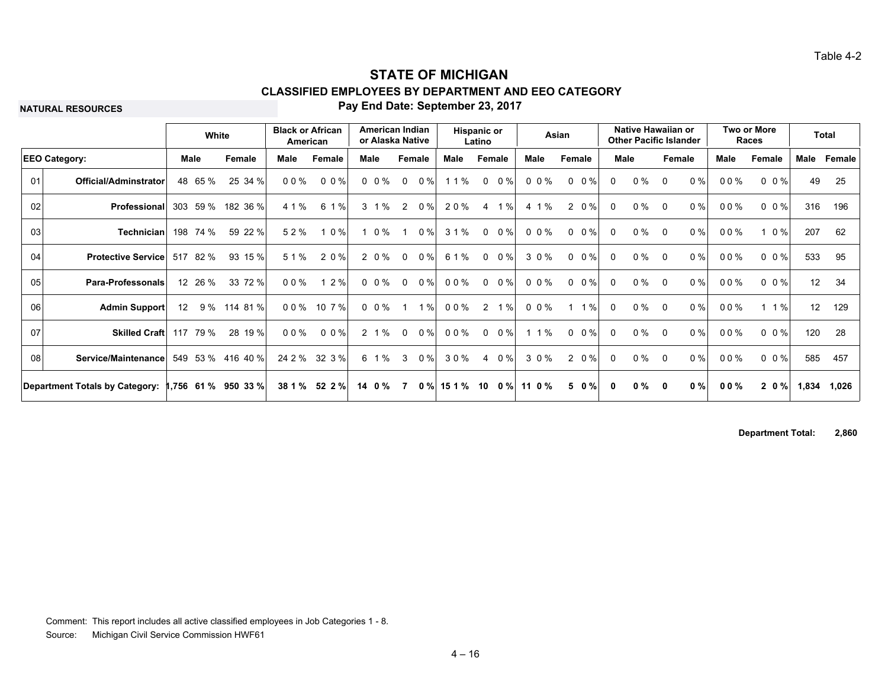Table 4-2

# STATE OF MICHIGAN

## CLASSIFIED EMPLOYEES BY DEPARTMENT AND EEO CATEGORY

**NATURAL RESOURCES**

**Pay End Date: September 23, 2017**

| | | White | | | | Black or African American | | | | American Indian or Alaska Native | | | | Hispanic or Latino | | | | Asian | | | | Native Hawaiian or Other Pacific Islander | | | | Two or More Races | | | | Total | |
|---|---|---|---|---|---|---|---|---|---|---|---|---|---|---|---|---|---|---|---|---|---|---|---|---|---|---|---|---|---|---|---|
| **EEO Category:** | | **Male** | | **Female** | | **Male** | | **Female** | | **Male** | | **Female** | | **Male** | | **Female** | | **Male** | | **Female** | | **Male** | | **Female** | | **Male** | | **Female** | | **Male** | **Female** |
| 01 | **Official/Adminstrator** | 48 | 65 % | 25 | 34 % | 0 | 0 % | 0 | 0 % | 0 | 0 % | 0 | 0 % | 1 | 1 % | 0 | 0 % | 0 | 0 % | 0 | 0 % | 0 | 0 % | 0 | 0 % | 0 | 0 % | 0 | 0 % | 49 | 25 |
| 02 | **Professional** | 303 | 59 % | 182 | 36 % | 4 | 1 % | 6 | 1 % | 3 | 1 % | 2 | 0 % | 2 | 0 % | 4 | 1 % | 4 | 1 % | 2 | 0 % | 0 | 0 % | 0 | 0 % | 0 | 0 % | 0 | 0 % | 316 | 196 |
| 03 | **Technician** | 198 | 74 % | 59 | 22 % | 5 | 2 % | 1 | 0 % | 1 | 0 % | 1 | 0 % | 3 | 1 % | 0 | 0 % | 0 | 0 % | 0 | 0 % | 0 | 0 % | 0 | 0 % | 0 | 0 % | 1 | 0 % | 207 | 62 |
| 04 | **Protective Service** | 517 | 82 % | 93 | 15 % | 5 | 1 % | 2 | 0 % | 2 | 0 % | 0 | 0 % | 6 | 1 % | 0 | 0 % | 3 | 0 % | 0 | 0 % | 0 | 0 % | 0 | 0 % | 0 | 0 % | 0 | 0 % | 533 | 95 |
| 05 | **Para-Professonals** | 12 | 26 % | 33 | 72 % | 0 | 0 % | 1 | 2 % | 0 | 0 % | 0 | 0 % | 0 | 0 % | 0 | 0 % | 0 | 0 % | 0 | 0 % | 0 | 0 % | 0 | 0 % | 0 | 0 % | 0 | 0 % | 12 | 34 |
| 06 | **Admin Support** | 12 | 9 % | 114 | 81 % | 0 | 0 % | 10 | 7 % | 0 | 0 % | 1 | 1 % | 0 | 0 % | 2 | 1 % | 0 | 0 % | 1 | 1 % | 0 | 0 % | 0 | 0 % | 0 | 0 % | 1 | 1 % | 12 | 129 |
| 07 | **Skilled Craft** | 117 | 79 % | 28 | 19 % | 0 | 0 % | 0 | 0 % | 2 | 1 % | 0 | 0 % | 0 | 0 % | 0 | 0 % | 1 | 1 % | 0 | 0 % | 0 | 0 % | 0 | 0 % | 0 | 0 % | 0 | 0 % | 120 | 28 |
| 08 | **Service/Maintenance** | 549 | 53 % | 416 | 40 % | 24 | 2 % | 32 | 3 % | 6 | 1 % | 3 | 0 % | 3 | 0 % | 4 | 0 % | 3 | 0 % | 2 | 0 % | 0 | 0 % | 0 | 0 % | 0 | 0 % | 0 | 0 % | 585 | 457 |
| **Department Totals by Category:** | | **1,756** | **61 %** | **950** | **33 %** | **38** | **1 %** | **52** | **2 %** | **14** | **0 %** | **7** | **0 %** | **15** | **1 %** | **10** | **0 %** | **11** | **0 %** | **5** | **0 %** | **0** | **0 %** | **0** | **0 %** | **0** | **0 %** | **2** | **0 %** | **1,834** | **1,026** |

**Department Total: 2,860**

Comment: This report includes all active classified employees in Job Categories 1 - 8.

Source: Michigan Civil Service Commission HWF61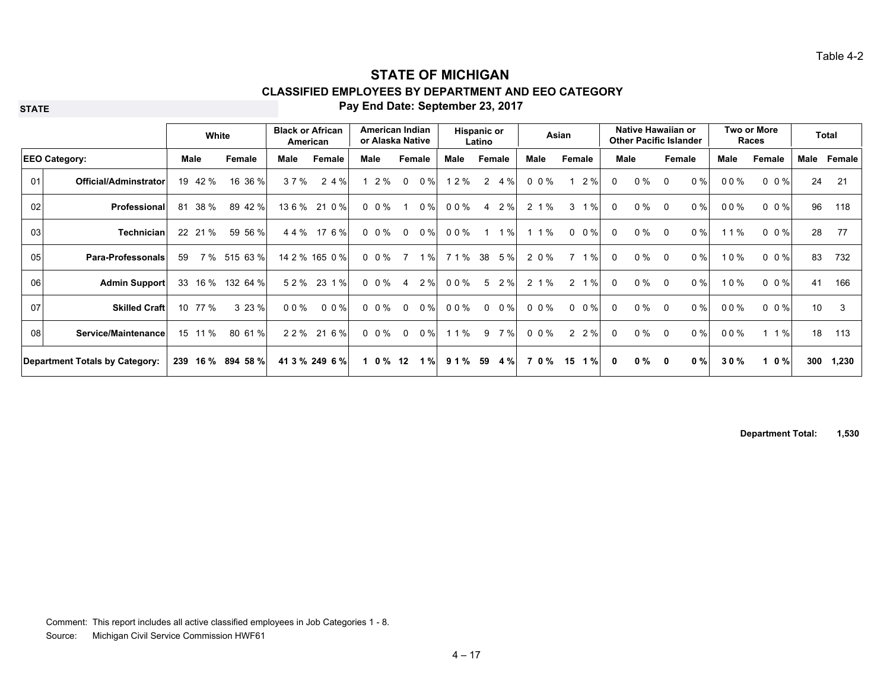Table 4-2

# STATE OF MICHIGAN

## CLASSIFIED EMPLOYEES BY DEPARTMENT AND EEO CATEGORY

### Pay End Date: September 23, 2017

**STATE**

| | | White | | | | Black or African American | | | | American Indian or Alaska Native | | | | Hispanic or Latino | | | | Asian | | | | Native Hawaiian or Other Pacific Islander | | | | Two or More Races | | | | Total | |
|---|---|---|---|---|---|---|---|---|---|---|---|---|---|---|---|---|---|---|---|---|---|---|---|---|---|---|---|---|---|---|---|
| **EEO Category:** | | **Male** | | **Female** | | **Male** | | **Female** | | **Male** | | **Female** | | **Male** | | **Female** | | **Male** | | **Female** | | **Male** | | **Female** | | **Male** | | **Female** | | **Male** | **Female** |
| 01 | **Official/Adminstrator** | 19 | 42 % | 16 | 36 % | 3 | 7 % | 2 | 4 % | 1 | 2 % | 0 | 0 % | 1 | 2 % | 2 | 4 % | 0 | 0 % | 1 | 2 % | 0 | 0 % | 0 | 0 % | 0 | 0 % | 0 | 0 % | 24 | 21 |
| 02 | **Professional** | 81 | 38 % | 89 | 42 % | 13 | 6 % | 21 | 0 % | 0 | 0 % | 1 | 0 % | 0 | 0 % | 4 | 2 % | 2 | 1 % | 3 | 1 % | 0 | 0 % | 0 | 0 % | 0 | 0 % | 0 | 0 % | 96 | 118 |
| 03 | **Technician** | 22 | 21 % | 59 | 56 % | 4 | 4 % | 17 | 6 % | 0 | 0 % | 0 | 0 % | 0 | 0 % | 1 | 1 % | 1 | 1 % | 0 | 0 % | 0 | 0 % | 0 | 0 % | 1 | 1 % | 0 | 0 % | 28 | 77 |
| 05 | **Para-Professonals** | 59 | 7 % | 515 | 63 % | 14 | 2 % | 165 | 0 % | 0 | 0 % | 7 | 1 % | 7 | 1 % | 38 | 5 % | 2 | 0 % | 7 | 1 % | 0 | 0 % | 0 | 0 % | 1 | 0 % | 0 | 0 % | 83 | 732 |
| 06 | **Admin Support** | 33 | 16 % | 132 | 64 % | 5 | 2 % | 23 | 1 % | 0 | 0 % | 4 | 2 % | 0 | 0 % | 5 | 2 % | 2 | 1 % | 2 | 1 % | 0 | 0 % | 0 | 0 % | 1 | 0 % | 0 | 0 % | 41 | 166 |
| 07 | **Skilled Craft** | 10 | 77 % | 3 | 23 % | 0 | 0 % | 0 | 0 % | 0 | 0 % | 0 | 0 % | 0 | 0 % | 0 | 0 % | 0 | 0 % | 0 | 0 % | 0 | 0 % | 0 | 0 % | 0 | 0 % | 0 | 0 % | 10 | 3 |
| 08 | **Service/Maintenance** | 15 | 11 % | 80 | 61 % | 2 | 2 % | 21 | 6 % | 0 | 0 % | 0 | 0 % | 1 | 1 % | 9 | 7 % | 0 | 0 % | 2 | 2 % | 0 | 0 % | 0 | 0 % | 0 | 0 % | 1 | 1 % | 18 | 113 |
| **Department Totals by Category:** | | **239** | **16 %** | **894** | **58 %** | **41** | **3 %** | **249** | **6 %** | **1** | **0 %** | **12** | **1 %** | **9** | **1 %** | **59** | **4 %** | **7** | **0 %** | **15** | **1 %** | **0** | **0 %** | **0** | **0 %** | **3** | **0 %** | **1** | **0 %** | **300** | **1,230** |

**Department Total: 1,530**

Comment: This report includes all active classified employees in Job Categories 1 - 8.

Source: Michigan Civil Service Commission HWF61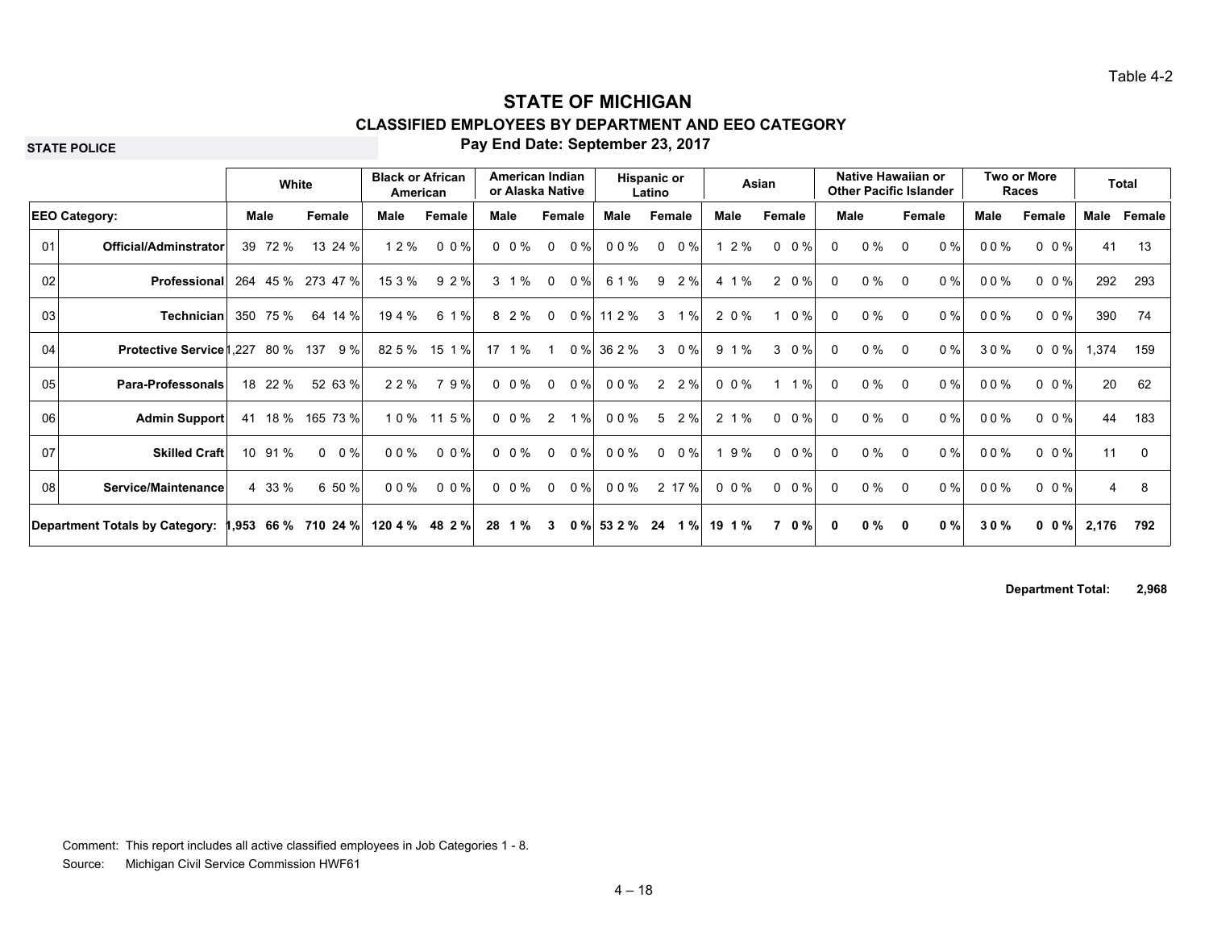Table 4-2

# STATE OF MICHIGAN

## CLASSIFIED EMPLOYEES BY DEPARTMENT AND EEO CATEGORY

**STATE POLICE**

**Pay End Date: September 23, 2017**

| | | White | | | | Black or African American | | | | American Indian or Alaska Native | | | | Hispanic or Latino | | | | Asian | | | | Native Hawaiian or Other Pacific Islander | | | | Two or More Races | | | | Total | |
|---|---|---|---|---|---|---|---|---|---|---|---|---|---|---|---|---|---|---|---|---|---|---|---|---|---|---|---|---|---|---|---|
| **EEO Category:** | | Male | | Female | | Male | | Female | | Male | | Female | | Male | | Female | | Male | | Female | | Male | | Female | | Male | | Female | | Male | Female |
| 01 | **Official/Adminstrator** | 39 | 72 % | 13 | 24 % | 1 | 2 % | 0 | 0 % | 0 | 0 % | 0 | 0 % | 0 | 0 % | 0 | 0 % | 1 | 2 % | 0 | 0 % | 0 | 0 % | 0 | 0 % | 0 | 0 % | 0 | 0 % | 41 | 13 |
| 02 | **Professional** | 264 | 45 % | 273 | 47 % | 15 | 3 % | 9 | 2 % | 3 | 1 % | 0 | 0 % | 6 | 1 % | 9 | 2 % | 4 | 1 % | 2 | 0 % | 0 | 0 % | 0 | 0 % | 0 | 0 % | 0 | 0 % | 292 | 293 |
| 03 | **Technician** | 350 | 75 % | 64 | 14 % | 19 | 4 % | 6 | 1 % | 8 | 2 % | 0 | 0 % | 11 | 2 % | 3 | 1 % | 2 | 0 % | 1 | 0 % | 0 | 0 % | 0 | 0 % | 0 | 0 % | 0 | 0 % | 390 | 74 |
| 04 | **Protective Service** | 1,227 | 80 % | 137 | 9 % | 82 | 5 % | 15 | 1 % | 17 | 1 % | 1 | 0 % | 36 | 2 % | 3 | 0 % | 9 | 1 % | 3 | 0 % | 0 | 0 % | 0 | 0 % | 3 | 0 % | 0 | 0 % | 1,374 | 159 |
| 05 | **Para-Professonals** | 18 | 22 % | 52 | 63 % | 2 | 2 % | 7 | 9 % | 0 | 0 % | 0 | 0 % | 0 | 0 % | 2 | 2 % | 0 | 0 % | 1 | 1 % | 0 | 0 % | 0 | 0 % | 0 | 0 % | 0 | 0 % | 20 | 62 |
| 06 | **Admin Support** | 41 | 18 % | 165 | 73 % | 1 | 0 % | 11 | 5 % | 0 | 0 % | 2 | 1 % | 0 | 0 % | 5 | 2 % | 2 | 1 % | 0 | 0 % | 0 | 0 % | 0 | 0 % | 0 | 0 % | 0 | 0 % | 44 | 183 |
| 07 | **Skilled Craft** | 10 | 91 % | 0 | 0 % | 0 | 0 % | 0 | 0 % | 0 | 0 % | 0 | 0 % | 0 | 0 % | 0 | 0 % | 1 | 9 % | 0 | 0 % | 0 | 0 % | 0 | 0 % | 0 | 0 % | 0 | 0 % | 11 | 0 |
| 08 | **Service/Maintenance** | 4 | 33 % | 6 | 50 % | 0 | 0 % | 0 | 0 % | 0 | 0 % | 0 | 0 % | 0 | 0 % | 2 | 17 % | 0 | 0 % | 0 | 0 % | 0 | 0 % | 0 | 0 % | 0 | 0 % | 0 | 0 % | 4 | 8 |
| **Department Totals by Category:** | | **1,953** | **66 %** | **710** | **24 %** | **120** | **4 %** | **48** | **2 %** | **28** | **1 %** | **3** | **0 %** | **53** | **2 %** | **24** | **1 %** | **19** | **1 %** | **7** | **0 %** | **0** | **0 %** | **0** | **0 %** | **3** | **0 %** | **0** | **0 %** | **2,176** | **792** |

**Department Total: 2,968**

Comment: This report includes all active classified employees in Job Categories 1 - 8.

Source: Michigan Civil Service Commission HWF61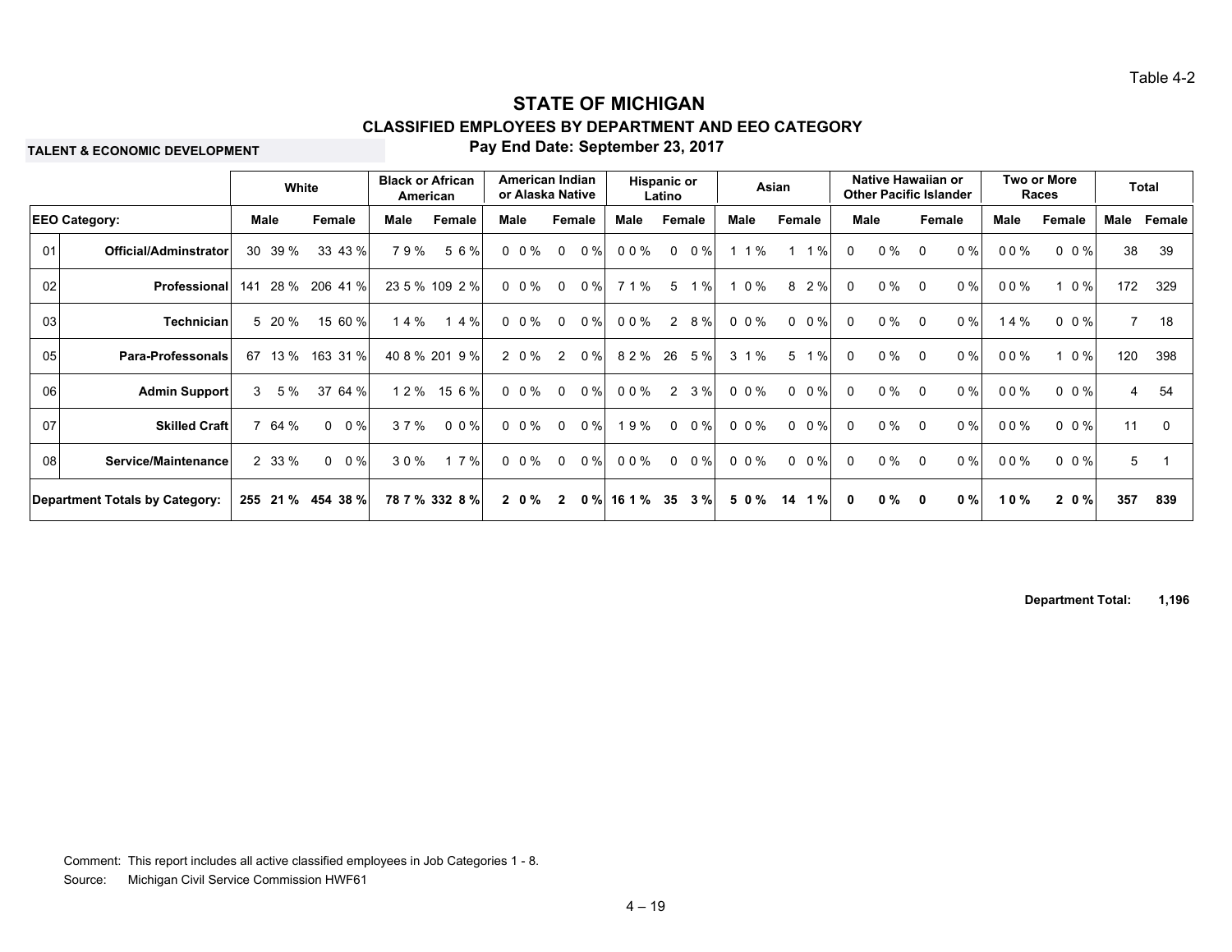Table 4-2

# STATE OF MICHIGAN

## CLASSIFIED EMPLOYEES BY DEPARTMENT AND EEO CATEGORY

**TALENT & ECONOMIC DEVELOPMENT**

**Pay End Date: September 23, 2017**

| | | White | | | | Black or African American | | | | American Indian or Alaska Native | | | | Hispanic or Latino | | | | Asian | | | | Native Hawaiian or Other Pacific Islander | | | | Two or More Races | | | | Total | |
|---|---|---|---|---|---|---|---|---|---|---|---|---|---|---|---|---|---|---|---|---|---|---|---|---|---|---|---|---|---|---|---|
| **EEO Category:** | | Male | | Female | | Male | | Female | | Male | | Female | | Male | | Female | | Male | | Female | | Male | | Female | | Male | | Female | | Male | Female |
| 01 | Official/Adminstrator | 30 | 39 % | 33 | 43 % | 7 | 9 % | 5 | 6 % | 0 | 0 % | 0 | 0 % | 0 | 0 % | 0 | 0 % | 1 | 1 % | 1 | 1 % | 0 | 0 % | 0 | 0 % | 0 | 0 % | 0 | 0 % | 38 | 39 |
| 02 | Professional | 141 | 28 % | 206 | 41 % | 23 | 5 % | 109 | 2 % | 0 | 0 % | 0 | 0 % | 7 | 1 % | 5 | 1 % | 1 | 0 % | 8 | 2 % | 0 | 0 % | 0 | 0 % | 0 | 0 % | 1 | 0 % | 172 | 329 |
| 03 | Technician | 5 | 20 % | 15 | 60 % | 1 | 4 % | 1 | 4 % | 0 | 0 % | 0 | 0 % | 0 | 0 % | 2 | 8 % | 0 | 0 % | 0 | 0 % | 0 | 0 % | 0 | 0 % | 1 | 4 % | 0 | 0 % | 7 | 18 |
| 05 | Para-Professonals | 67 | 13 % | 163 | 31 % | 40 | 8 % | 201 | 9 % | 2 | 0 % | 2 | 0 % | 8 | 2 % | 26 | 5 % | 3 | 1 % | 5 | 1 % | 0 | 0 % | 0 | 0 % | 0 | 0 % | 1 | 0 % | 120 | 398 |
| 06 | Admin Support | 3 | 5 % | 37 | 64 % | 1 | 2 % | 15 | 6 % | 0 | 0 % | 0 | 0 % | 0 | 0 % | 2 | 3 % | 0 | 0 % | 0 | 0 % | 0 | 0 % | 0 | 0 % | 0 | 0 % | 0 | 0 % | 4 | 54 |
| 07 | Skilled Craft | 7 | 64 % | 0 | 0 % | 3 | 7 % | 0 | 0 % | 0 | 0 % | 0 | 0 % | 1 | 9 % | 0 | 0 % | 0 | 0 % | 0 | 0 % | 0 | 0 % | 0 | 0 % | 0 | 0 % | 0 | 0 % | 11 | 0 |
| 08 | Service/Maintenance | 2 | 33 % | 0 | 0 % | 3 | 0 % | 1 | 7 % | 0 | 0 % | 0 | 0 % | 0 | 0 % | 0 | 0 % | 0 | 0 % | 0 | 0 % | 0 | 0 % | 0 | 0 % | 0 | 0 % | 0 | 0 % | 5 | 1 |
| **Department Totals by Category:** | | **255** | **21 %** | **454** | **38 %** | **78** | **7 %** | **332** | **8 %** | **2** | **0 %** | **2** | **0 %** | **16** | **1 %** | **35** | **3 %** | **5** | **0 %** | **14** | **1 %** | **0** | **0 %** | **0** | **0 %** | **1** | **0 %** | **2** | **0 %** | **357** | **839** |

**Department Total: 1,196**

Comment: This report includes all active classified employees in Job Categories 1 - 8.

Source: Michigan Civil Service Commission HWF61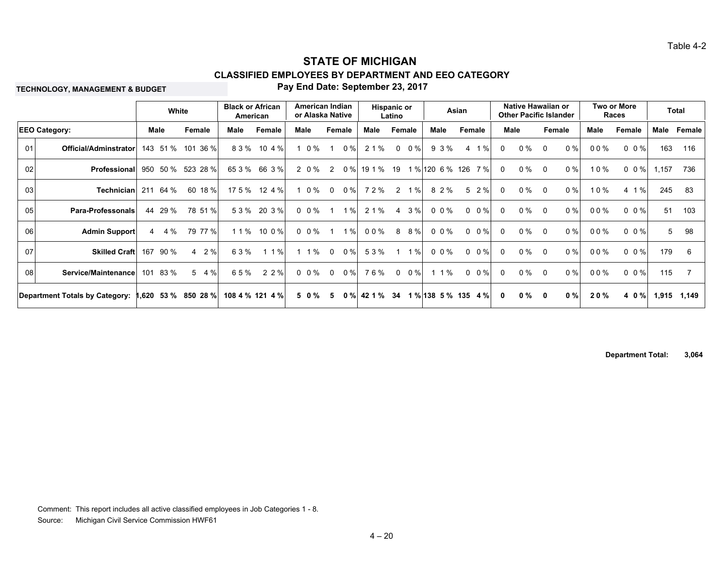Table 4-2

# STATE OF MICHIGAN

## CLASSIFIED EMPLOYEES BY DEPARTMENT AND EEO CATEGORY

**TECHNOLOGY, MANAGEMENT & BUDGET**

**Pay End Date: September 23, 2017**

| | | White | | | | Black or African American | | | | American Indian or Alaska Native | | | | Hispanic or Latino | | | | Asian | | | | Native Hawaiian or Other Pacific Islander | | | | Two or More Races | | | | Total | |
|---|---|---|---|---|---|---|---|---|---|---|---|---|---|---|---|---|---|---|---|---|---|---|---|---|---|---|---|---|---|---|---|
| **EEO Category:** | | Male | | Female | | Male | | Female | | Male | | Female | | Male | | Female | | Male | | Female | | Male | | Female | | Male | | Female | | Male | Female |
| 01 | **Official/Adminstrator** | 143 | 51 % | 101 | 36 % | 8 | 3 % | 10 | 4 % | 1 | 0 % | 1 | 0 % | 2 | 1 % | 0 | 0 % | 9 | 3 % | 4 | 1 % | 0 | 0 % | 0 | 0 % | 0 | 0 % | 0 | 0 % | 163 | 116 |
| 02 | **Professional** | 950 | 50 % | 523 | 28 % | 65 | 3 % | 66 | 3 % | 2 | 0 % | 2 | 0 % | 19 | 1 % | 19 | 1 % | 120 | 6 % | 126 | 7 % | 0 | 0 % | 0 | 0 % | 1 | 0 % | 0 | 0 % | 1,157 | 736 |
| 03 | **Technician** | 211 | 64 % | 60 | 18 % | 17 | 5 % | 12 | 4 % | 1 | 0 % | 0 | 0 % | 7 | 2 % | 2 | 1 % | 8 | 2 % | 5 | 2 % | 0 | 0 % | 0 | 0 % | 1 | 0 % | 4 | 1 % | 245 | 83 |
| 05 | **Para-Professonals** | 44 | 29 % | 78 | 51 % | 5 | 3 % | 20 | 3 % | 0 | 0 % | 1 | 1 % | 2 | 1 % | 4 | 3 % | 0 | 0 % | 0 | 0 % | 0 | 0 % | 0 | 0 % | 0 | 0 % | 0 | 0 % | 51 | 103 |
| 06 | **Admin Support** | 4 | 4 % | 79 | 77 % | 1 | 1 % | 10 | 0 % | 0 | 0 % | 1 | 1 % | 0 | 0 % | 8 | 8 % | 0 | 0 % | 0 | 0 % | 0 | 0 % | 0 | 0 % | 0 | 0 % | 0 | 0 % | 5 | 98 |
| 07 | **Skilled Craft** | 167 | 90 % | 4 | 2 % | 6 | 3 % | 1 | 1 % | 1 | 1 % | 0 | 0 % | 5 | 3 % | 1 | 1 % | 0 | 0 % | 0 | 0 % | 0 | 0 % | 0 | 0 % | 0 | 0 % | 0 | 0 % | 179 | 6 |
| 08 | **Service/Maintenance** | 101 | 83 % | 5 | 4 % | 6 | 5 % | 2 | 2 % | 0 | 0 % | 0 | 0 % | 7 | 6 % | 0 | 0 % | 1 | 1 % | 0 | 0 % | 0 | 0 % | 0 | 0 % | 0 | 0 % | 0 | 0 % | 115 | 7 |
| **Department Totals by Category:** | | **1,620** | **53 %** | **850** | **28 %** | **108** | **4 %** | **121** | **4 %** | **5** | **0 %** | **5** | **0 %** | **42** | **1 %** | **34** | **1 %** | **138** | **5 %** | **135** | **4 %** | **0** | **0 %** | **0** | **0 %** | **2** | **0 %** | **4** | **0 %** | **1,915** | **1,149** |

**Department Total: 3,064**

Comment: This report includes all active classified employees in Job Categories 1 - 8.

Source: Michigan Civil Service Commission HWF61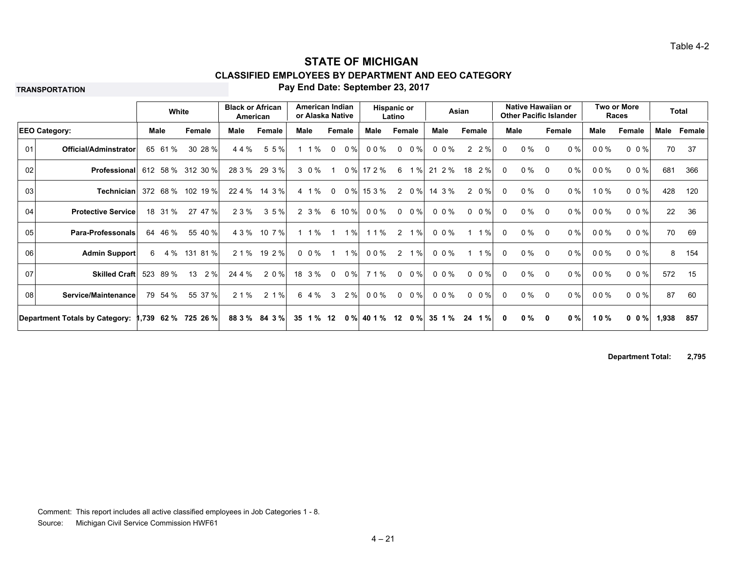Table 4-2

# STATE OF MICHIGAN

## CLASSIFIED EMPLOYEES BY DEPARTMENT AND EEO CATEGORY

**TRANSPORTATION**

**Pay End Date: September 23, 2017**

| | | White | | | | Black or African American | | | | American Indian or Alaska Native | | | | Hispanic or Latino | | | | Asian | | | | Native Hawaiian or Other Pacific Islander | | | | Two or More Races | | | | Total | |
|---|---|---|---|---|---|---|---|---|---|---|---|---|---|---|---|---|---|---|---|---|---|---|---|---|---|---|---|---|---|---|---|
| **EEO Category:** | | Male | | Female | | Male | | Female | | Male | | Female | | Male | | Female | | Male | | Female | | Male | | Female | | Male | | Female | | Male | Female |
| 01 | **Official/Adminstrator** | 65 | 61 % | 30 | 28 % | 4 | 4 % | 5 | 5 % | 1 | 1 % | 0 | 0 % | 0 | 0 % | 0 | 0 % | 0 | 0 % | 2 | 2 % | 0 | 0 % | 0 | 0 % | 0 | 0 % | 0 | 0 % | 70 | 37 |
| 02 | **Professional** | 612 | 58 % | 312 | 30 % | 28 | 3 % | 29 | 3 % | 3 | 0 % | 1 | 0 % | 17 | 2 % | 6 | 1 % | 21 | 2 % | 18 | 2 % | 0 | 0 % | 0 | 0 % | 0 | 0 % | 0 | 0 % | 681 | 366 |
| 03 | **Technician** | 372 | 68 % | 102 | 19 % | 22 | 4 % | 14 | 3 % | 4 | 1 % | 0 | 0 % | 15 | 3 % | 2 | 0 % | 14 | 3 % | 2 | 0 % | 0 | 0 % | 0 | 0 % | 1 | 0 % | 0 | 0 % | 428 | 120 |
| 04 | **Protective Service** | 18 | 31 % | 27 | 47 % | 2 | 3 % | 3 | 5 % | 2 | 3 % | 6 | 10 % | 0 | 0 % | 0 | 0 % | 0 | 0 % | 0 | 0 % | 0 | 0 % | 0 | 0 % | 0 | 0 % | 0 | 0 % | 22 | 36 |
| 05 | **Para-Professonals** | 64 | 46 % | 55 | 40 % | 4 | 3 % | 10 | 7 % | 1 | 1 % | 1 | 1 % | 1 | 1 % | 2 | 1 % | 0 | 0 % | 1 | 1 % | 0 | 0 % | 0 | 0 % | 0 | 0 % | 0 | 0 % | 70 | 69 |
| 06 | **Admin Support** | 6 | 4 % | 131 | 81 % | 2 | 1 % | 19 | 2 % | 0 | 0 % | 1 | 1 % | 0 | 0 % | 2 | 1 % | 0 | 0 % | 1 | 1 % | 0 | 0 % | 0 | 0 % | 0 | 0 % | 0 | 0 % | 8 | 154 |
| 07 | **Skilled Craft** | 523 | 89 % | 13 | 2 % | 24 | 4 % | 2 | 0 % | 18 | 3 % | 0 | 0 % | 7 | 1 % | 0 | 0 % | 0 | 0 % | 0 | 0 % | 0 | 0 % | 0 | 0 % | 0 | 0 % | 0 | 0 % | 572 | 15 |
| 08 | **Service/Maintenance** | 79 | 54 % | 55 | 37 % | 2 | 1 % | 2 | 1 % | 6 | 4 % | 3 | 2 % | 0 | 0 % | 0 | 0 % | 0 | 0 % | 0 | 0 % | 0 | 0 % | 0 | 0 % | 0 | 0 % | 0 | 0 % | 87 | 60 |
| **Department Totals by Category:** | | **1,739** | **62 %** | **725** | **26 %** | **88** | **3 %** | **84** | **3 %** | **35** | **1 %** | **12** | **0 %** | **40** | **1 %** | **12** | **0 %** | **35** | **1 %** | **24** | **1 %** | **0** | **0 %** | **0** | **0 %** | **1** | **0 %** | **0** | **0 %** | **1,938** | **857** |

**Department Total: 2,795**

Comment: This report includes all active classified employees in Job Categories 1 - 8.

Source: Michigan Civil Service Commission HWF61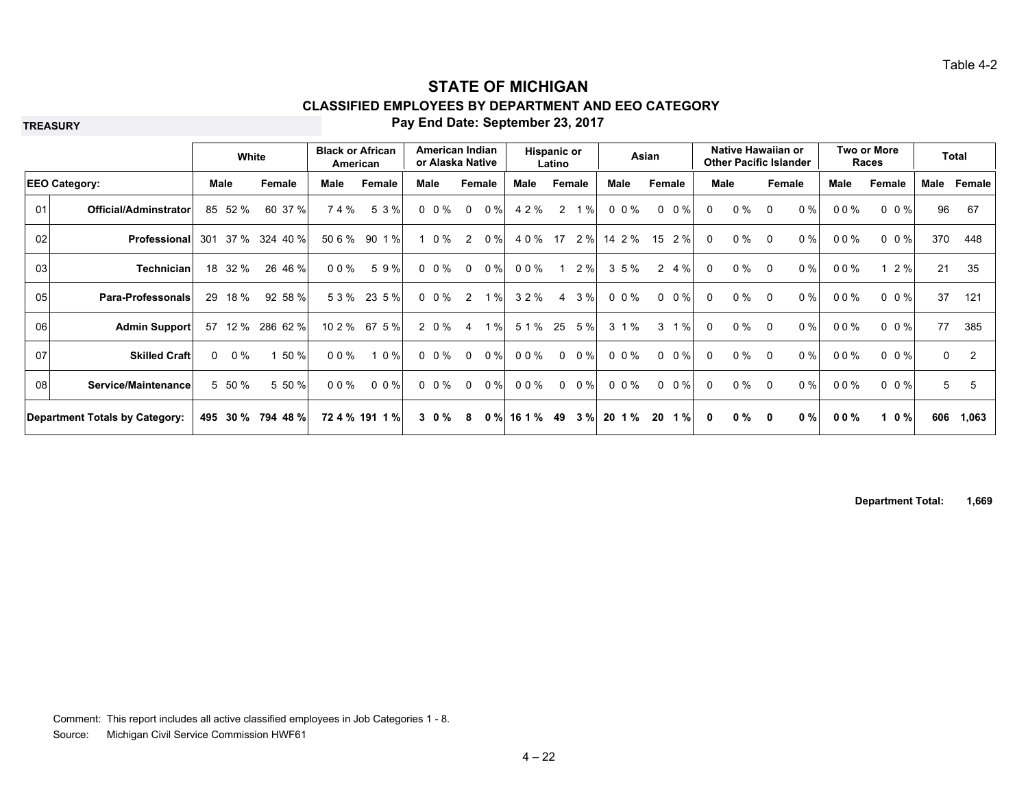Table 4-2

# STATE OF MICHIGAN

## CLASSIFIED EMPLOYEES BY DEPARTMENT AND EEO CATEGORY

**TREASURY**

**Pay End Date: September 23, 2017**

| | | White | | Black or African American | | American Indian or Alaska Native | | Hispanic or Latino | | Asian | | Native Hawaiian or Other Pacific Islander | | Two or More Races | | Total | |
|---|---|---|---|---|---|---|---|---|---|---|---|---|---|---|---|---|---|
| **EEO Category:** | | **Male** | **Female** | **Male** | **Female** | **Male** | **Female** | **Male** | **Female** | **Male** | **Female** | **Male** | **Female** | **Male** | **Female** | **Male** | **Female** |
| 01 | **Official/Adminstrator** | 85 52 % | 60 37 % | 7 4 % | 5 3 % | 0 0 % | 0 0 % | 4 2 % | 2 1 % | 0 0 % | 0 0 % | 0 0 % | 0 0 % | 0 0 % | 0 0 % | 96 | 67 |
| 02 | **Professional** | 301 37 % | 324 40 % | 50 6 % | 90 1 % | 1 0 % | 2 0 % | 4 0 % | 17 2 % | 14 2 % | 15 2 % | 0 0 % | 0 0 % | 0 0 % | 0 0 % | 370 | 448 |
| 03 | **Technician** | 18 32 % | 26 46 % | 0 0 % | 5 9 % | 0 0 % | 0 0 % | 0 0 % | 1 2 % | 3 5 % | 2 4 % | 0 0 % | 0 0 % | 0 0 % | 1 2 % | 21 | 35 |
| 05 | **Para-Professonals** | 29 18 % | 92 58 % | 5 3 % | 23 5 % | 0 0 % | 2 1 % | 3 2 % | 4 3 % | 0 0 % | 0 0 % | 0 0 % | 0 0 % | 0 0 % | 0 0 % | 37 | 121 |
| 06 | **Admin Support** | 57 12 % | 286 62 % | 10 2 % | 67 5 % | 2 0 % | 4 1 % | 5 1 % | 25 5 % | 3 1 % | 3 1 % | 0 0 % | 0 0 % | 0 0 % | 0 0 % | 77 | 385 |
| 07 | **Skilled Craft** | 0 0 % | 1 50 % | 0 0 % | 1 0 % | 0 0 % | 0 0 % | 0 0 % | 0 0 % | 0 0 % | 0 0 % | 0 0 % | 0 0 % | 0 0 % | 0 0 % | 0 | 2 |
| 08 | **Service/Maintenance** | 5 50 % | 5 50 % | 0 0 % | 0 0 % | 0 0 % | 0 0 % | 0 0 % | 0 0 % | 0 0 % | 0 0 % | 0 0 % | 0 0 % | 0 0 % | 0 0 % | 5 | 5 |
| **Department Totals by Category:** | | **495 30 %** | **794 48 %** | **72 4 %** | **191 1 %** | **3 0 %** | **8 0 %** | **16 1 %** | **49 3 %** | **20 1 %** | **20 1 %** | **0 0 %** | **0 0 %** | **0 0 %** | **1 0 %** | **606** | **1,063** |

**Department Total: 1,669**

Comment: This report includes all active classified employees in Job Categories 1 - 8.

Source: Michigan Civil Service Commission HWF61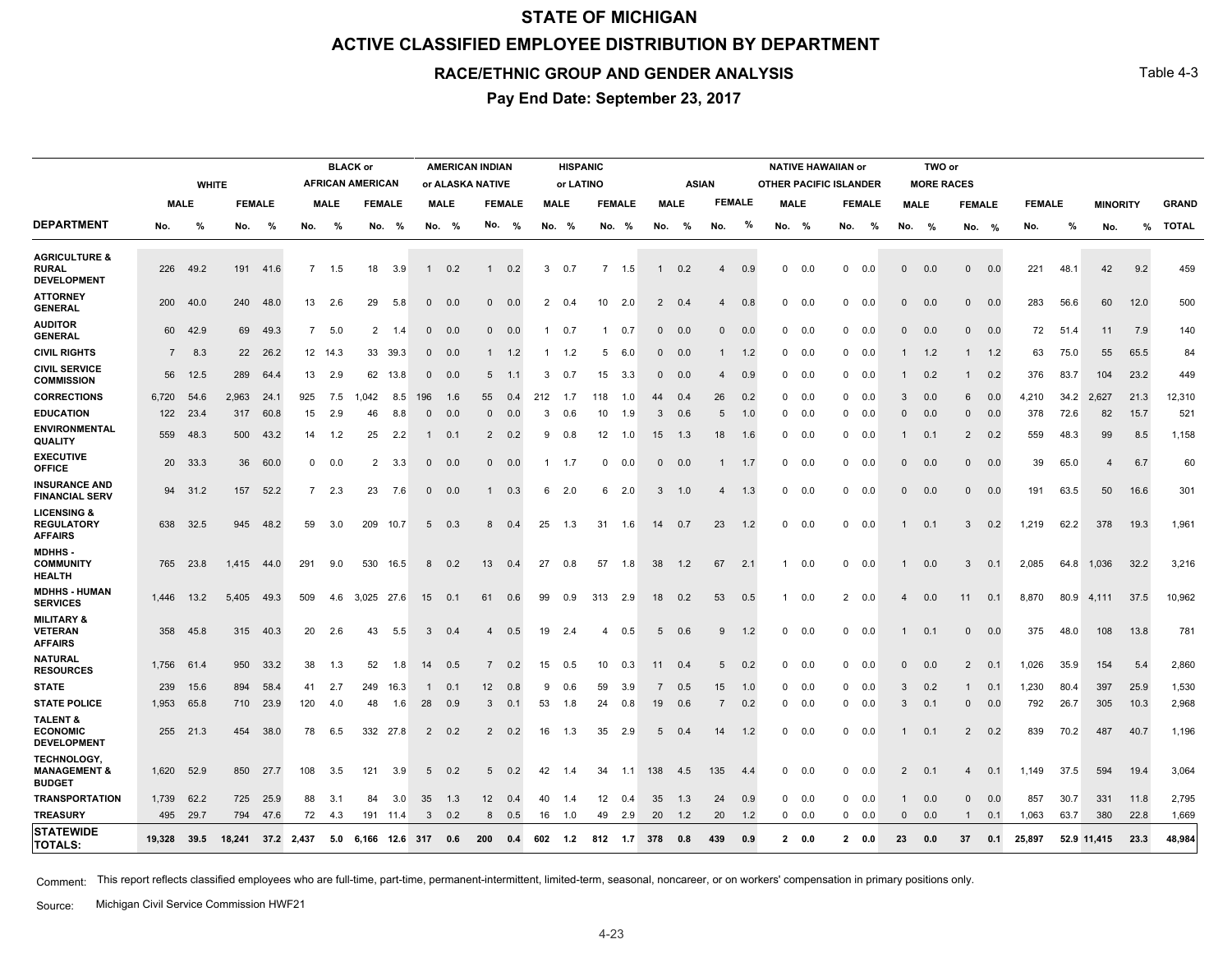# STATE OF MICHIGAN

## ACTIVE CLASSIFIED EMPLOYEE DISTRIBUTION BY DEPARTMENT

### RACE/ETHNIC GROUP AND GENDER ANALYSIS

### Pay End Date: September 23, 2017

Table 4-3

| DEPARTMENT | WHITE | | | | BLACK or AFRICAN AMERICAN | | | | AMERICAN INDIAN or ALASKA NATIVE | | | | HISPANIC or LATINO | | | | ASIAN | | | | NATIVE HAWAIIAN or OTHER PACIFIC ISLANDER | | | | TWO or MORE RACES | | | | FEMALE | | MINORITY | | GRAND TOTAL |
|---|---|---|---|---|---|---|---|---|---|---|---|---|---|---|---|---|---|---|---|---|---|---|---|---|---|---|---|---|---|---|---|---|---|
| | MALE | | FEMALE | | MALE | | FEMALE | | MALE | | FEMALE | | MALE | | FEMALE | | MALE | | FEMALE | | MALE | | FEMALE | | MALE | | FEMALE | | | | | | |
| | No. | % | No. | % | No. | % | No. | % | No. | % | No. | % | No. | % | No. | % | No. | % | No. | % | No. | % | No. | % | No. | % | No. | % | No. | % | No. | % | |
| AGRICULTURE & RURAL DEVELOPMENT | 226 | 49.2 | 191 | 41.6 | 7 | 1.5 | 18 | 3.9 | 1 | 0.2 | 1 | 0.2 | 3 | 0.7 | 7 | 1.5 | 1 | 0.2 | 4 | 0.9 | 0 | 0.0 | 0 | 0.0 | 0 | 0.0 | 0 | 0.0 | 221 | 48.1 | 42 | 9.2 | 459 |
| ATTORNEY GENERAL | 200 | 40.0 | 240 | 48.0 | 13 | 2.6 | 29 | 5.8 | 0 | 0.0 | 0 | 0.0 | 2 | 0.4 | 10 | 2.0 | 2 | 0.4 | 4 | 0.8 | 0 | 0.0 | 0 | 0.0 | 0 | 0.0 | 0 | 0.0 | 283 | 56.6 | 60 | 12.0 | 500 |
| AUDITOR GENERAL | 60 | 42.9 | 69 | 49.3 | 7 | 5.0 | 2 | 1.4 | 0 | 0.0 | 0 | 0.0 | 1 | 0.7 | 1 | 0.7 | 0 | 0.0 | 0 | 0.0 | 0 | 0.0 | 0 | 0.0 | 0 | 0.0 | 0 | 0.0 | 72 | 51.4 | 11 | 7.9 | 140 |
| CIVIL RIGHTS | 7 | 8.3 | 22 | 26.2 | 12 | 14.3 | 33 | 39.3 | 0 | 0.0 | 1 | 1.2 | 1 | 1.2 | 5 | 6.0 | 0 | 0.0 | 1 | 1.2 | 0 | 0.0 | 0 | 0.0 | 1 | 1.2 | 1 | 1.2 | 63 | 75.0 | 55 | 65.5 | 84 |
| CIVIL SERVICE COMMISSION | 56 | 12.5 | 289 | 64.4 | 13 | 2.9 | 62 | 13.8 | 0 | 0.0 | 5 | 1.1 | 3 | 0.7 | 15 | 3.3 | 0 | 0.0 | 4 | 0.9 | 0 | 0.0 | 0 | 0.0 | 1 | 0.2 | 1 | 0.2 | 376 | 83.7 | 104 | 23.2 | 449 |
| CORRECTIONS | 6,720 | 54.6 | 2,963 | 24.1 | 925 | 7.5 | 1,042 | 8.5 | 196 | 1.6 | 55 | 0.4 | 212 | 1.7 | 118 | 1.0 | 44 | 0.4 | 26 | 0.2 | 0 | 0.0 | 0 | 0.0 | 3 | 0.0 | 6 | 0.0 | 4,210 | 34.2 | 2,627 | 21.3 | 12,310 |
| EDUCATION | 122 | 23.4 | 317 | 60.8 | 15 | 2.9 | 46 | 8.8 | 0 | 0.0 | 0 | 0.0 | 3 | 0.6 | 10 | 1.9 | 3 | 0.6 | 5 | 1.0 | 0 | 0.0 | 0 | 0.0 | 0 | 0.0 | 0 | 0.0 | 378 | 72.6 | 82 | 15.7 | 521 |
| ENVIRONMENTAL QUALITY | 559 | 48.3 | 500 | 43.2 | 14 | 1.2 | 25 | 2.2 | 1 | 0.1 | 2 | 0.2 | 9 | 0.8 | 12 | 1.0 | 15 | 1.3 | 18 | 1.6 | 0 | 0.0 | 0 | 0.0 | 1 | 0.1 | 2 | 0.2 | 559 | 48.3 | 99 | 8.5 | 1,158 |
| EXECUTIVE OFFICE | 20 | 33.3 | 36 | 60.0 | 0 | 0.0 | 2 | 3.3 | 0 | 0.0 | 0 | 0.0 | 1 | 1.7 | 0 | 0.0 | 0 | 0.0 | 1 | 1.7 | 0 | 0.0 | 0 | 0.0 | 0 | 0.0 | 0 | 0.0 | 39 | 65.0 | 4 | 6.7 | 60 |
| INSURANCE AND FINANCIAL SERV | 94 | 31.2 | 157 | 52.2 | 7 | 2.3 | 23 | 7.6 | 0 | 0.0 | 1 | 0.3 | 6 | 2.0 | 6 | 2.0 | 3 | 1.0 | 4 | 1.3 | 0 | 0.0 | 0 | 0.0 | 0 | 0.0 | 0 | 0.0 | 191 | 63.5 | 50 | 16.6 | 301 |
| LICENSING & REGULATORY AFFAIRS | 638 | 32.5 | 945 | 48.2 | 59 | 3.0 | 209 | 10.7 | 5 | 0.3 | 8 | 0.4 | 25 | 1.3 | 31 | 1.6 | 14 | 0.7 | 23 | 1.2 | 0 | 0.0 | 0 | 0.0 | 1 | 0.1 | 3 | 0.2 | 1,219 | 62.2 | 378 | 19.3 | 1,961 |
| MDHHS - COMMUNITY HEALTH | 765 | 23.8 | 1,415 | 44.0 | 291 | 9.0 | 530 | 16.5 | 8 | 0.2 | 13 | 0.4 | 27 | 0.8 | 57 | 1.8 | 38 | 1.2 | 67 | 2.1 | 1 | 0.0 | 0 | 0.0 | 1 | 0.0 | 3 | 0.1 | 2,085 | 64.8 | 1,036 | 32.2 | 3,216 |
| MDHHS - HUMAN SERVICES | 1,446 | 13.2 | 5,405 | 49.3 | 509 | 4.6 | 3,025 | 27.6 | 15 | 0.1 | 61 | 0.6 | 99 | 0.9 | 313 | 2.9 | 18 | 0.2 | 53 | 0.5 | 1 | 0.0 | 2 | 0.0 | 4 | 0.0 | 11 | 0.1 | 8,870 | 80.9 | 4,111 | 37.5 | 10,962 |
| MILITARY & VETERAN AFFAIRS | 358 | 45.8 | 315 | 40.3 | 20 | 2.6 | 43 | 5.5 | 3 | 0.4 | 4 | 0.5 | 19 | 2.4 | 4 | 0.5 | 5 | 0.6 | 9 | 1.2 | 0 | 0.0 | 0 | 0.0 | 1 | 0.1 | 0 | 0.0 | 375 | 48.0 | 108 | 13.8 | 781 |
| NATURAL RESOURCES | 1,756 | 61.4 | 950 | 33.2 | 38 | 1.3 | 52 | 1.8 | 14 | 0.5 | 7 | 0.2 | 15 | 0.5 | 10 | 0.3 | 11 | 0.4 | 5 | 0.2 | 0 | 0.0 | 0 | 0.0 | 0 | 0.0 | 2 | 0.1 | 1,026 | 35.9 | 154 | 5.4 | 2,860 |
| STATE | 239 | 15.6 | 894 | 58.4 | 41 | 2.7 | 249 | 16.3 | 1 | 0.1 | 12 | 0.8 | 9 | 0.6 | 59 | 3.9 | 7 | 0.5 | 15 | 1.0 | 0 | 0.0 | 0 | 0.0 | 3 | 0.2 | 1 | 0.1 | 1,230 | 80.4 | 397 | 25.9 | 1,530 |
| STATE POLICE | 1,953 | 65.8 | 710 | 23.9 | 120 | 4.0 | 48 | 1.6 | 28 | 0.9 | 3 | 0.1 | 53 | 1.8 | 24 | 0.8 | 19 | 0.6 | 7 | 0.2 | 0 | 0.0 | 0 | 0.0 | 3 | 0.1 | 0 | 0.0 | 792 | 26.7 | 305 | 10.3 | 2,968 |
| TALENT & ECONOMIC DEVELOPMENT | 255 | 21.3 | 454 | 38.0 | 78 | 6.5 | 332 | 27.8 | 2 | 0.2 | 2 | 0.2 | 16 | 1.3 | 35 | 2.9 | 5 | 0.4 | 14 | 1.2 | 0 | 0.0 | 0 | 0.0 | 1 | 0.1 | 2 | 0.2 | 839 | 70.2 | 487 | 40.7 | 1,196 |
| TECHNOLOGY, MANAGEMENT & BUDGET | 1,620 | 52.9 | 850 | 27.7 | 108 | 3.5 | 121 | 3.9 | 5 | 0.2 | 5 | 0.2 | 42 | 1.4 | 34 | 1.1 | 138 | 4.5 | 135 | 4.4 | 0 | 0.0 | 0 | 0.0 | 2 | 0.1 | 4 | 0.1 | 1,149 | 37.5 | 594 | 19.4 | 3,064 |
| TRANSPORTATION | 1,739 | 62.2 | 725 | 25.9 | 88 | 3.1 | 84 | 3.0 | 35 | 1.3 | 12 | 0.4 | 40 | 1.4 | 12 | 0.4 | 35 | 1.3 | 24 | 0.9 | 0 | 0.0 | 0 | 0.0 | 1 | 0.0 | 0 | 0.0 | 857 | 30.7 | 331 | 11.8 | 2,795 |
| TREASURY | 495 | 29.7 | 794 | 47.6 | 72 | 4.3 | 191 | 11.4 | 3 | 0.2 | 8 | 0.5 | 16 | 1.0 | 49 | 2.9 | 20 | 1.2 | 20 | 1.2 | 0 | 0.0 | 0 | 0.0 | 0 | 0.0 | 1 | 0.1 | 1,063 | 63.7 | 380 | 22.8 | 1,669 |
| **STATEWIDE TOTALS:** | **19,328** | **39.5** | **18,241** | **37.2** | **2,437** | **5.0** | **6,166** | **12.6** | **317** | **0.6** | **200** | **0.4** | **602** | **1.2** | **812** | **1.7** | **378** | **0.8** | **439** | **0.9** | **2** | **0.0** | **2** | **0.0** | **23** | **0.0** | **37** | **0.1** | **25,897** | **52.9** | **11,415** | **23.3** | **48,984** |

Comment: This report reflects classified employees who are full-time, part-time, permanent-intermittent, limited-term, seasonal, noncareer, or on workers' compensation in primary positions only.

Source: Michigan Civil Service Commission HWF21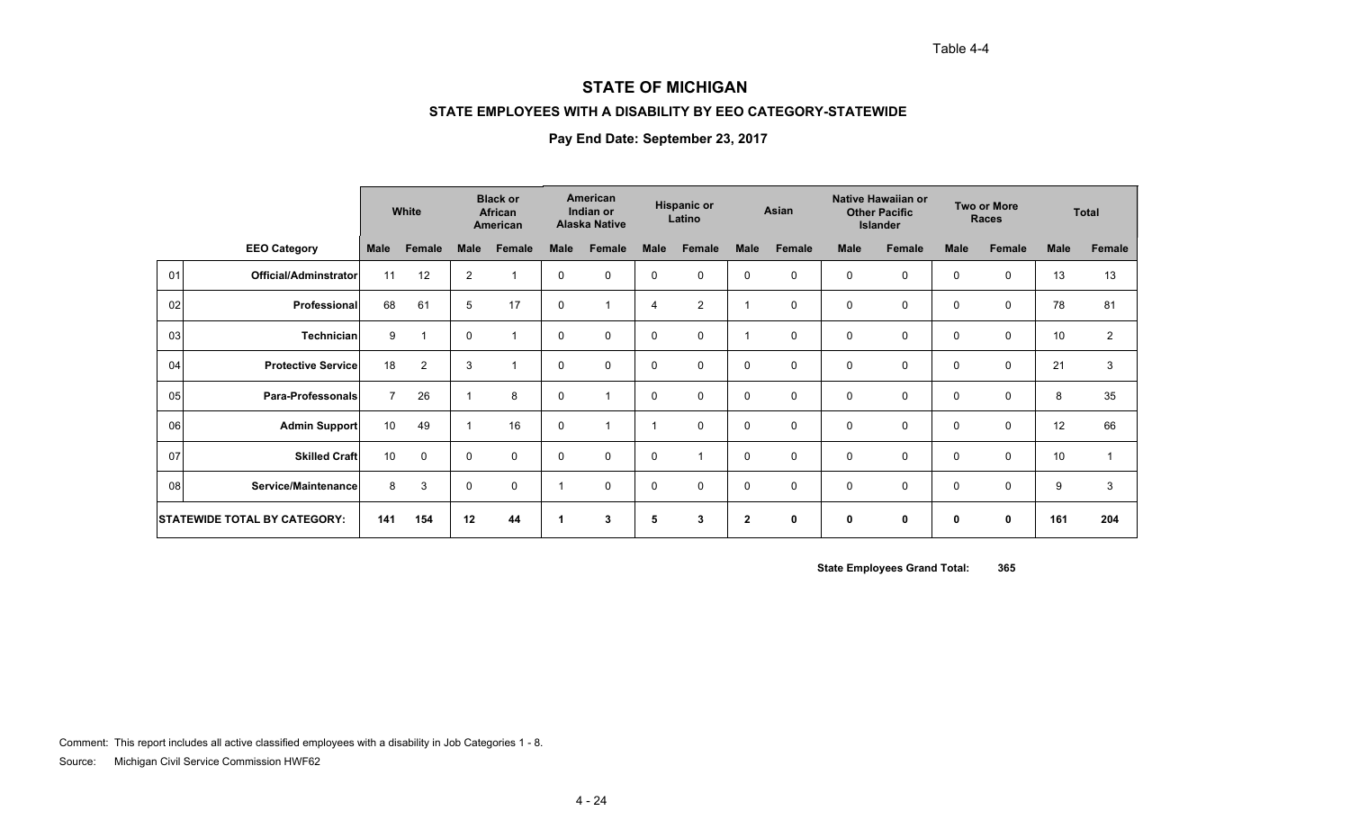Table 4-4

# STATE OF MICHIGAN

## STATE EMPLOYEES WITH A DISABILITY BY EEO CATEGORY-STATEWIDE

### Pay End Date: September 23, 2017

| | | White | | Black or African American | | American Indian or Alaska Native | | Hispanic or Latino | | Asian | | Native Hawaiian or Other Pacific Islander | | Two or More Races | | Total | |
|---|---|---|---|---|---|---|---|---|---|---|---|---|---|---|---|---|---|
| | **EEO Category** | **Male** | **Female** | **Male** | **Female** | **Male** | **Female** | **Male** | **Female** | **Male** | **Female** | **Male** | **Female** | **Male** | **Female** | **Male** | **Female** |
| 01 | **Official/Adminstrator** | 11 | 12 | 2 | 1 | 0 | 0 | 0 | 0 | 0 | 0 | 0 | 0 | 0 | 0 | 13 | 13 |
| 02 | **Professional** | 68 | 61 | 5 | 17 | 0 | 1 | 4 | 2 | 1 | 0 | 0 | 0 | 0 | 0 | 78 | 81 |
| 03 | **Technician** | 9 | 1 | 0 | 1 | 0 | 0 | 0 | 0 | 1 | 0 | 0 | 0 | 0 | 0 | 10 | 2 |
| 04 | **Protective Service** | 18 | 2 | 3 | 1 | 0 | 0 | 0 | 0 | 0 | 0 | 0 | 0 | 0 | 0 | 21 | 3 |
| 05 | **Para-Professonals** | 7 | 26 | 1 | 8 | 0 | 1 | 0 | 0 | 0 | 0 | 0 | 0 | 0 | 0 | 8 | 35 |
| 06 | **Admin Support** | 10 | 49 | 1 | 16 | 0 | 1 | 1 | 0 | 0 | 0 | 0 | 0 | 0 | 0 | 12 | 66 |
| 07 | **Skilled Craft** | 10 | 0 | 0 | 0 | 0 | 0 | 0 | 1 | 0 | 0 | 0 | 0 | 0 | 0 | 10 | 1 |
| 08 | **Service/Maintenance** | 8 | 3 | 0 | 0 | 1 | 0 | 0 | 0 | 0 | 0 | 0 | 0 | 0 | 0 | 9 | 3 |
| **STATEWIDE TOTAL BY CATEGORY:** | | **141** | **154** | **12** | **44** | **1** | **3** | **5** | **3** | **2** | **0** | **0** | **0** | **0** | **0** | **161** | **204** |

**State Employees Grand Total: 365**

Comment: This report includes all active classified employees with a disability in Job Categories 1 - 8.

Source: Michigan Civil Service Commission HWF62